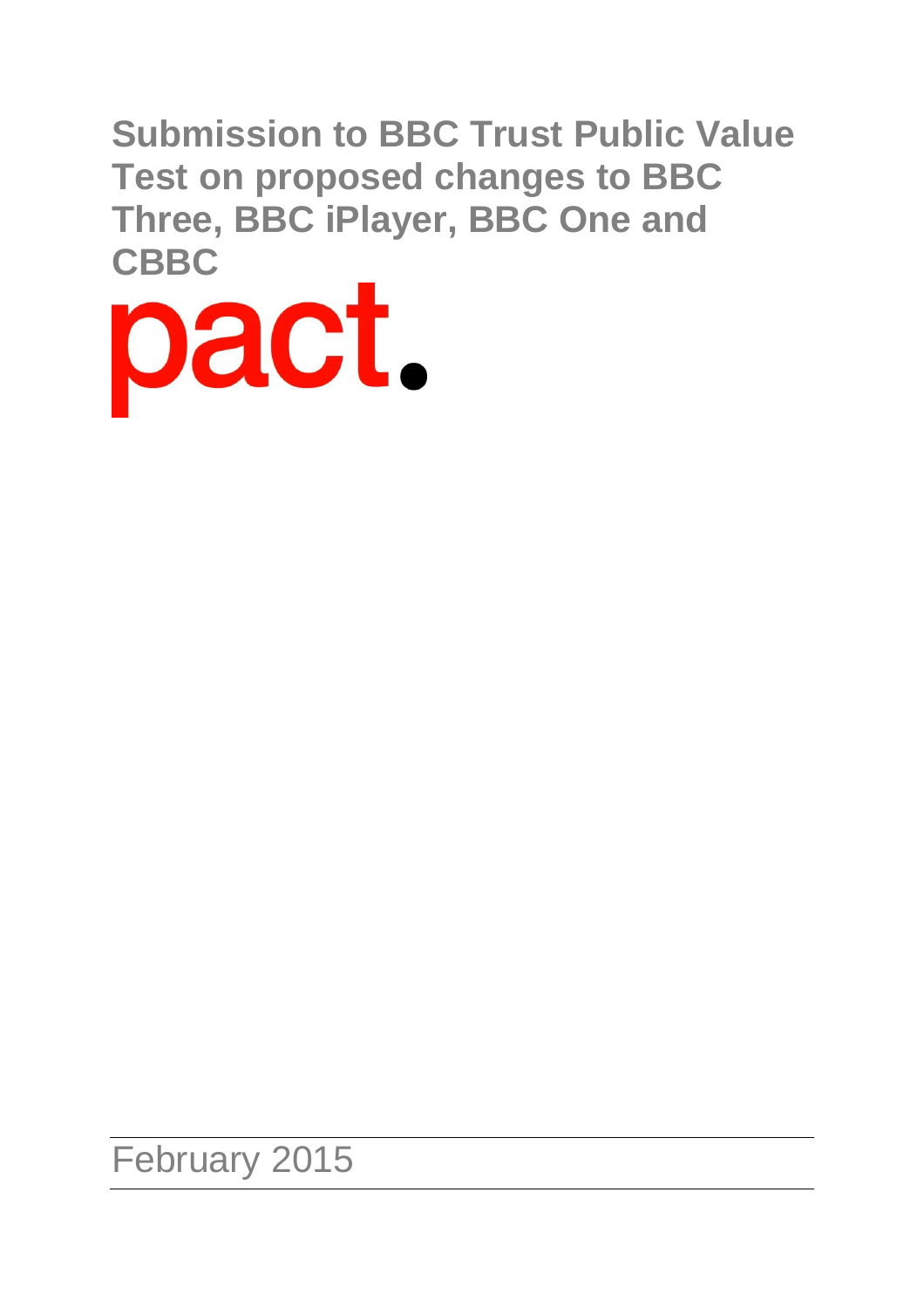# Submission to BBC Trust Public Value Test on proposed changes to BBC Three, BBC iPlayer, BBC One and CBBC

pact.

February 2015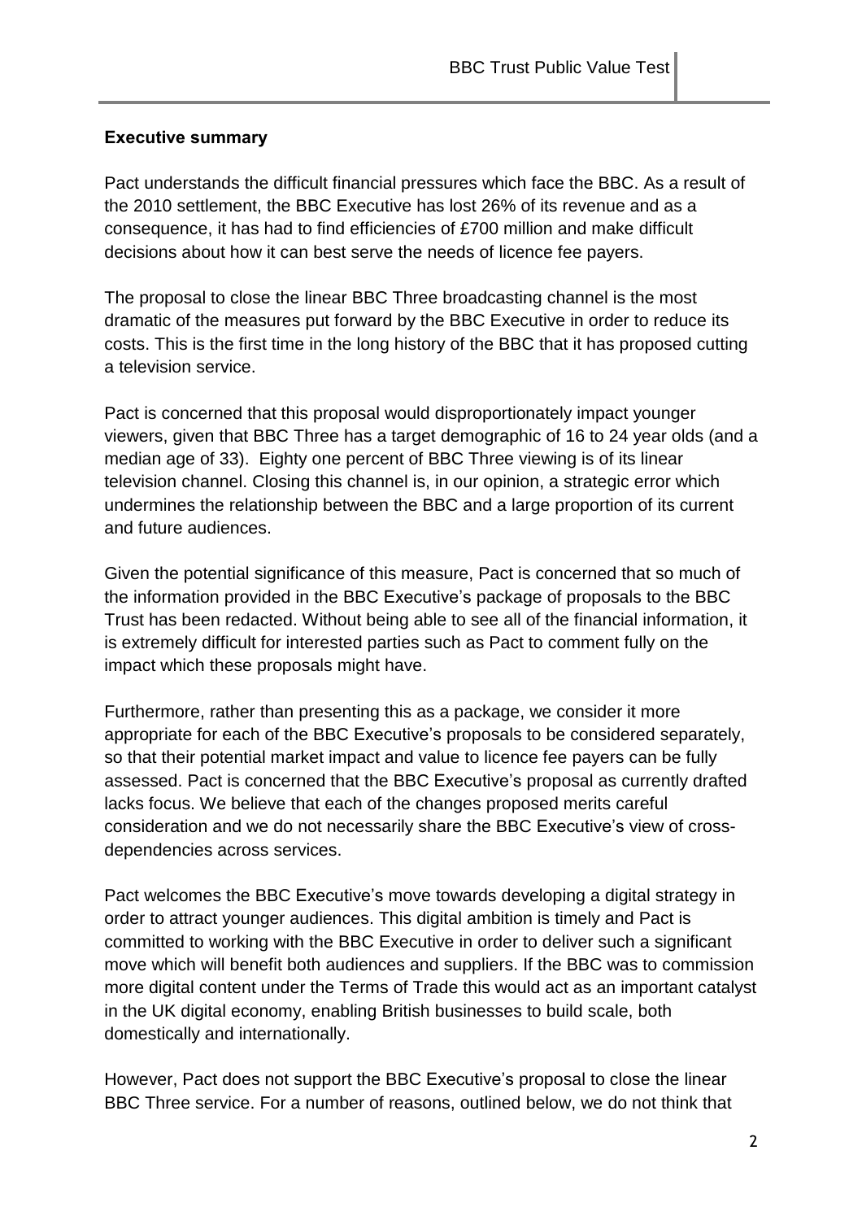**Executive summary**

Pact understands the difficult financial pressures which face the BBC. As a result of the 2010 settlement, the BBC Executive has lost 26% of its revenue and as a consequence, it has had to find efficiencies of £700 million and make difficult decisions about how it can best serve the needs of licence fee payers.

The proposal to close the linear BBC Three broadcasting channel is the most dramatic of the measures put forward by the BBC Executive in order to reduce its costs. This is the first time in the long history of the BBC that it has proposed cutting a television service.

Pact is concerned that this proposal would disproportionately impact younger viewers, given that BBC Three has a target demographic of 16 to 24 year olds (and a median age of 33). Eighty one percent of BBC Three viewing is of its linear television channel. Closing this channel is, in our opinion, a strategic error which undermines the relationship between the BBC and a large proportion of its current and future audiences.

Given the potential significance of this measure, Pact is concerned that so much of the information provided in the BBC Executive's package of proposals to the BBC Trust has been redacted. Without being able to see all of the financial information, it is extremely difficult for interested parties such as Pact to comment fully on the impact which these proposals might have.

Furthermore, rather than presenting this as a package, we consider it more appropriate for each of the BBC Executive's proposals to be considered separately, so that their potential market impact and value to licence fee payers can be fully assessed. Pact is concerned that the BBC Executive's proposal as currently drafted lacks focus. We believe that each of the changes proposed merits careful consideration and we do not necessarily share the BBC Executive's view of cross-dependencies across services.

Pact welcomes the BBC Executive's move towards developing a digital strategy in order to attract younger audiences. This digital ambition is timely and Pact is committed to working with the BBC Executive in order to deliver such a significant move which will benefit both audiences and suppliers. If the BBC was to commission more digital content under the Terms of Trade this would act as an important catalyst in the UK digital economy, enabling British businesses to build scale, both domestically and internationally.

However, Pact does not support the BBC Executive's proposal to close the linear BBC Three service. For a number of reasons, outlined below, we do not think that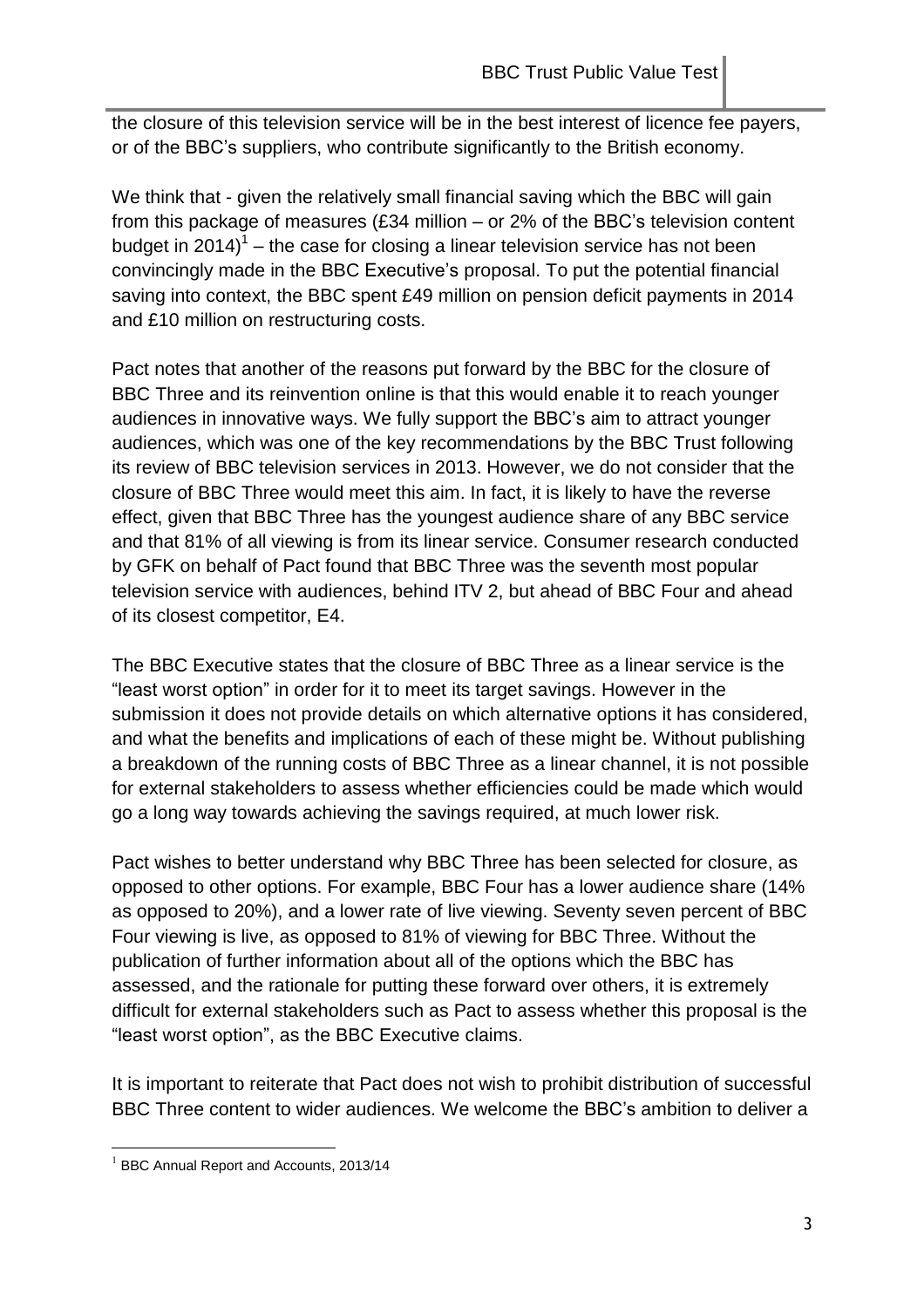the closure of this television service will be in the best interest of licence fee payers, or of the BBC's suppliers, who contribute significantly to the British economy.

We think that - given the relatively small financial saving which the BBC will gain from this package of measures (£34 million – or 2% of the BBC's television content budget in 2014)[1] – the case for closing a linear television service has not been convincingly made in the BBC Executive's proposal. To put the potential financial saving into context, the BBC spent £49 million on pension deficit payments in 2014 and £10 million on restructuring costs.

Pact notes that another of the reasons put forward by the BBC for the closure of BBC Three and its reinvention online is that this would enable it to reach younger audiences in innovative ways. We fully support the BBC's aim to attract younger audiences, which was one of the key recommendations by the BBC Trust following its review of BBC television services in 2013. However, we do not consider that the closure of BBC Three would meet this aim. In fact, it is likely to have the reverse effect, given that BBC Three has the youngest audience share of any BBC service and that 81% of all viewing is from its linear service. Consumer research conducted by GFK on behalf of Pact found that BBC Three was the seventh most popular television service with audiences, behind ITV 2, but ahead of BBC Four and ahead of its closest competitor, E4.

The BBC Executive states that the closure of BBC Three as a linear service is the "least worst option" in order for it to meet its target savings. However in the submission it does not provide details on which alternative options it has considered, and what the benefits and implications of each of these might be. Without publishing a breakdown of the running costs of BBC Three as a linear channel, it is not possible for external stakeholders to assess whether efficiencies could be made which would go a long way towards achieving the savings required, at much lower risk.

Pact wishes to better understand why BBC Three has been selected for closure, as opposed to other options. For example, BBC Four has a lower audience share (14% as opposed to 20%), and a lower rate of live viewing. Seventy seven percent of BBC Four viewing is live, as opposed to 81% of viewing for BBC Three. Without the publication of further information about all of the options which the BBC has assessed, and the rationale for putting these forward over others, it is extremely difficult for external stakeholders such as Pact to assess whether this proposal is the "least worst option", as the BBC Executive claims.

It is important to reiterate that Pact does not wish to prohibit distribution of successful BBC Three content to wider audiences. We welcome the BBC's ambition to deliver a

[1] BBC Annual Report and Accounts, 2013/14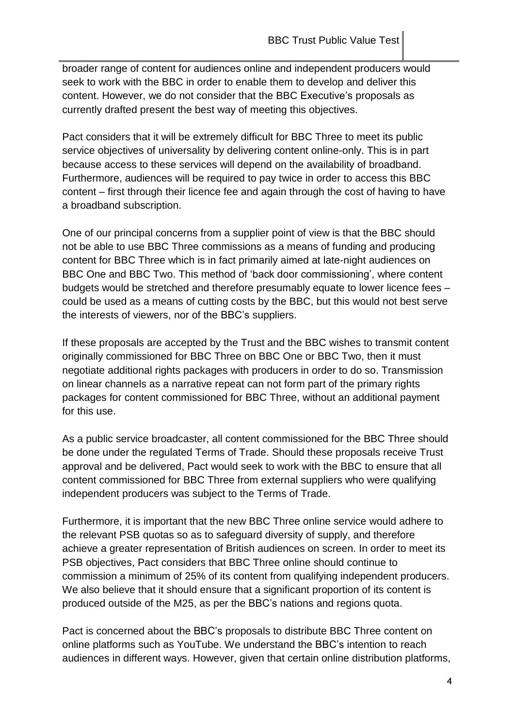broader range of content for audiences online and independent producers would seek to work with the BBC in order to enable them to develop and deliver this content. However, we do not consider that the BBC Executive's proposals as currently drafted present the best way of meeting this objectives.

Pact considers that it will be extremely difficult for BBC Three to meet its public service objectives of universality by delivering content online-only. This is in part because access to these services will depend on the availability of broadband. Furthermore, audiences will be required to pay twice in order to access this BBC content – first through their licence fee and again through the cost of having to have a broadband subscription.

One of our principal concerns from a supplier point of view is that the BBC should not be able to use BBC Three commissions as a means of funding and producing content for BBC Three which is in fact primarily aimed at late-night audiences on BBC One and BBC Two. This method of 'back door commissioning', where content budgets would be stretched and therefore presumably equate to lower licence fees – could be used as a means of cutting costs by the BBC, but this would not best serve the interests of viewers, nor of the BBC's suppliers.

If these proposals are accepted by the Trust and the BBC wishes to transmit content originally commissioned for BBC Three on BBC One or BBC Two, then it must negotiate additional rights packages with producers in order to do so. Transmission on linear channels as a narrative repeat can not form part of the primary rights packages for content commissioned for BBC Three, without an additional payment for this use.

As a public service broadcaster, all content commissioned for the BBC Three should be done under the regulated Terms of Trade. Should these proposals receive Trust approval and be delivered, Pact would seek to work with the BBC to ensure that all content commissioned for BBC Three from external suppliers who were qualifying independent producers was subject to the Terms of Trade.

Furthermore, it is important that the new BBC Three online service would adhere to the relevant PSB quotas so as to safeguard diversity of supply, and therefore achieve a greater representation of British audiences on screen. In order to meet its PSB objectives, Pact considers that BBC Three online should continue to commission a minimum of 25% of its content from qualifying independent producers. We also believe that it should ensure that a significant proportion of its content is produced outside of the M25, as per the BBC's nations and regions quota.

Pact is concerned about the BBC's proposals to distribute BBC Three content on online platforms such as YouTube. We understand the BBC's intention to reach audiences in different ways. However, given that certain online distribution platforms,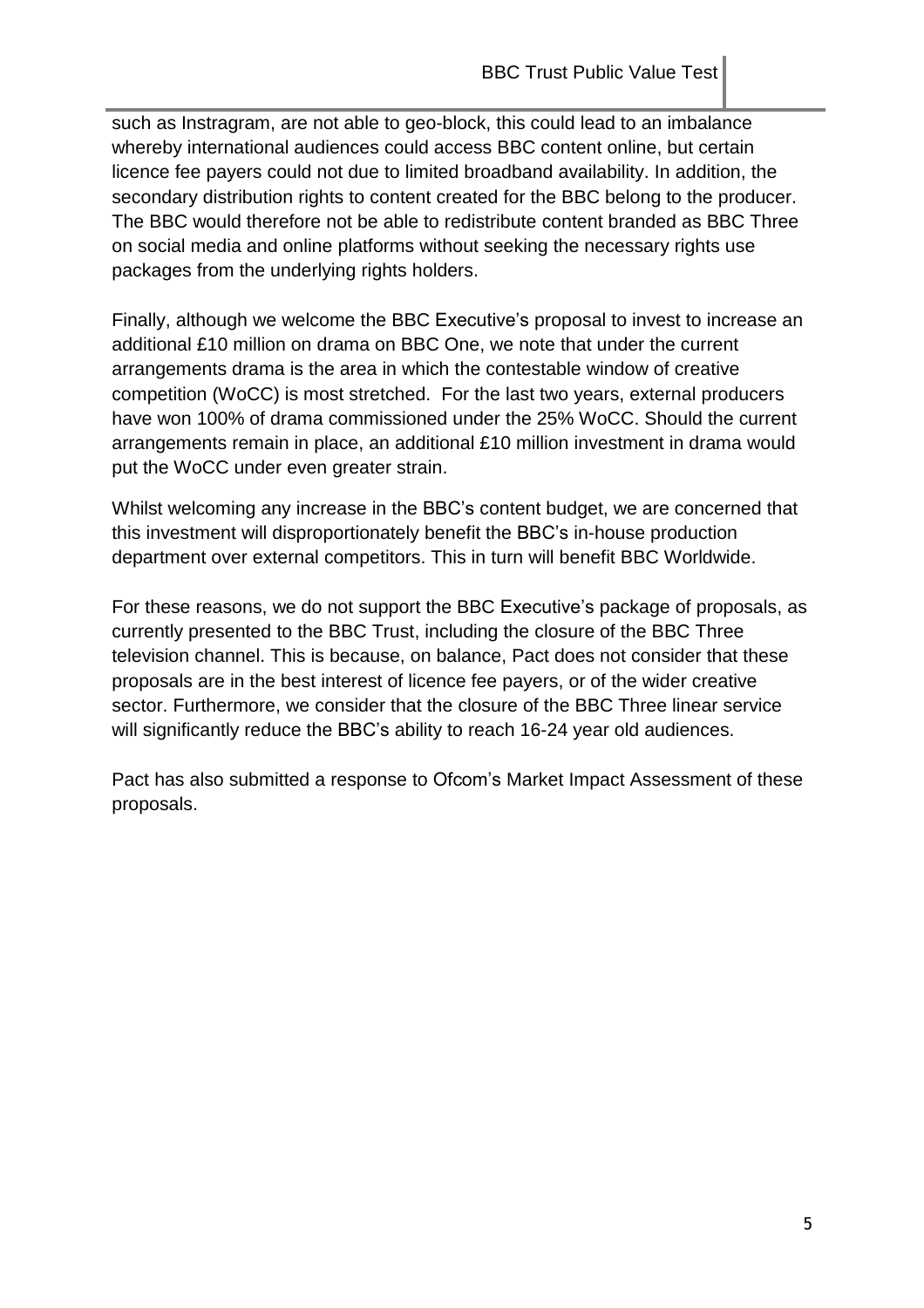such as Instragram, are not able to geo-block, this could lead to an imbalance whereby international audiences could access BBC content online, but certain licence fee payers could not due to limited broadband availability. In addition, the secondary distribution rights to content created for the BBC belong to the producer. The BBC would therefore not be able to redistribute content branded as BBC Three on social media and online platforms without seeking the necessary rights use packages from the underlying rights holders.

Finally, although we welcome the BBC Executive's proposal to invest to increase an additional £10 million on drama on BBC One, we note that under the current arrangements drama is the area in which the contestable window of creative competition (WoCC) is most stretched. For the last two years, external producers have won 100% of drama commissioned under the 25% WoCC. Should the current arrangements remain in place, an additional £10 million investment in drama would put the WoCC under even greater strain.

Whilst welcoming any increase in the BBC's content budget, we are concerned that this investment will disproportionately benefit the BBC's in-house production department over external competitors. This in turn will benefit BBC Worldwide.

For these reasons, we do not support the BBC Executive's package of proposals, as currently presented to the BBC Trust, including the closure of the BBC Three television channel. This is because, on balance, Pact does not consider that these proposals are in the best interest of licence fee payers, or of the wider creative sector. Furthermore, we consider that the closure of the BBC Three linear service will significantly reduce the BBC's ability to reach 16-24 year old audiences.

Pact has also submitted a response to Ofcom's Market Impact Assessment of these proposals.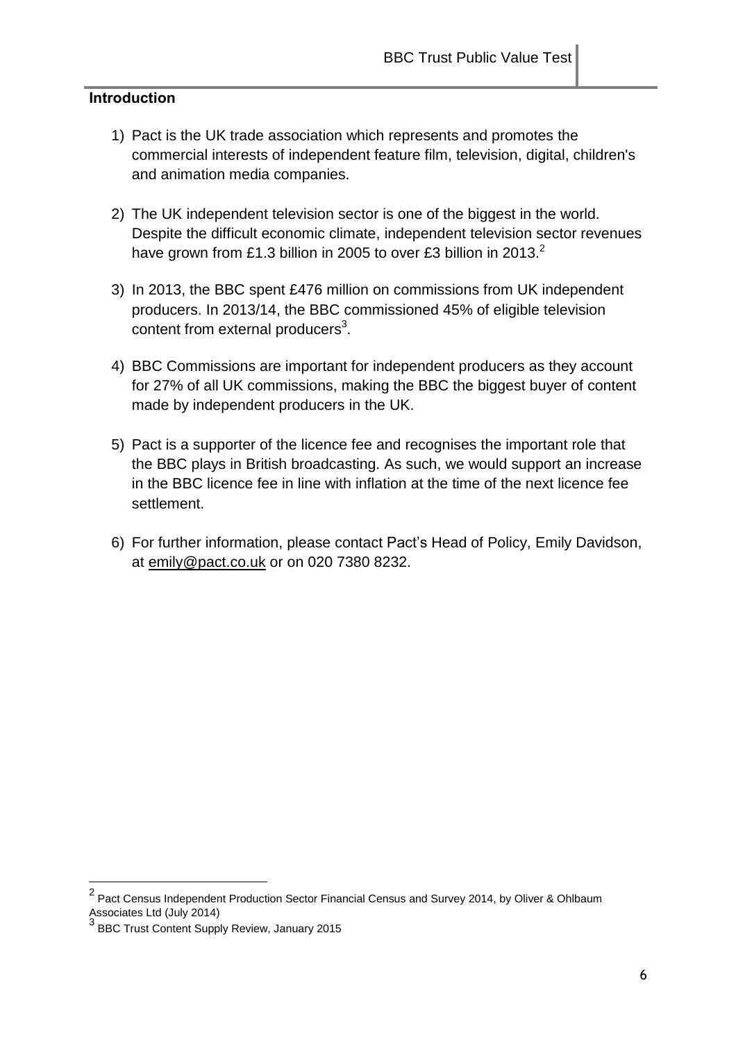## Introduction

1) Pact is the UK trade association which represents and promotes the commercial interests of independent feature film, television, digital, children's and animation media companies.

2) The UK independent television sector is one of the biggest in the world. Despite the difficult economic climate, independent television sector revenues have grown from £1.3 billion in 2005 to over £3 billion in 2013.[2]

3) In 2013, the BBC spent £476 million on commissions from UK independent producers. In 2013/14, the BBC commissioned 45% of eligible television content from external producers[3].

4) BBC Commissions are important for independent producers as they account for 27% of all UK commissions, making the BBC the biggest buyer of content made by independent producers in the UK.

5) Pact is a supporter of the licence fee and recognises the important role that the BBC plays in British broadcasting. As such, we would support an increase in the BBC licence fee in line with inflation at the time of the next licence fee settlement.

6) For further information, please contact Pact's Head of Policy, Emily Davidson, at emily@pact.co.uk or on 020 7380 8232.

---

[2] Pact Census Independent Production Sector Financial Census and Survey 2014, by Oliver & Ohlbaum Associates Ltd (July 2014)

[3] BBC Trust Content Supply Review, January 2015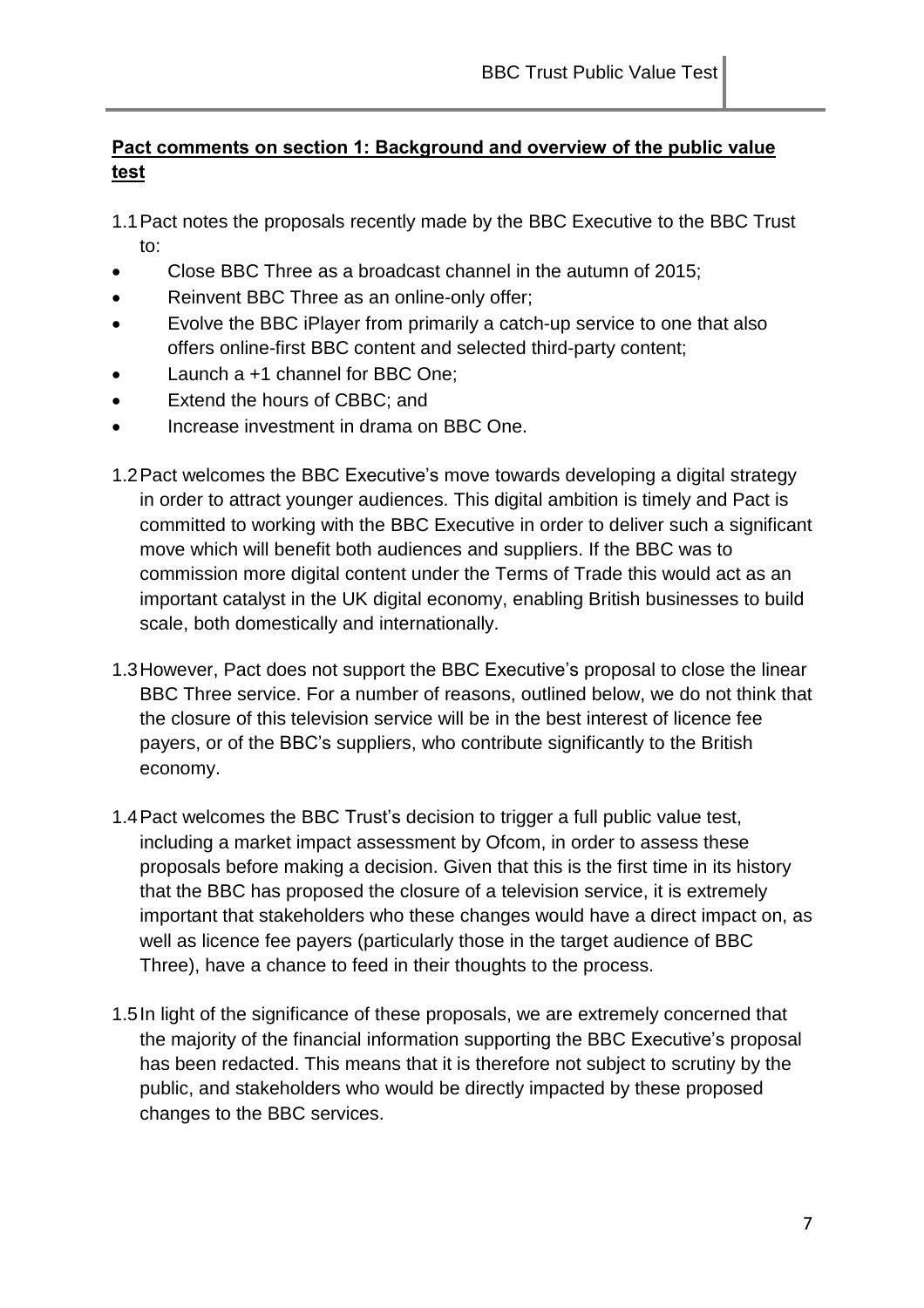**Pact comments on section 1: Background and overview of the public value test**

1.1 Pact notes the proposals recently made by the BBC Executive to the BBC Trust to:

- Close BBC Three as a broadcast channel in the autumn of 2015;
- Reinvent BBC Three as an online-only offer;
- Evolve the BBC iPlayer from primarily a catch-up service to one that also offers online-first BBC content and selected third-party content;
- Launch a +1 channel for BBC One;
- Extend the hours of CBBC; and
- Increase investment in drama on BBC One.

1.2 Pact welcomes the BBC Executive's move towards developing a digital strategy in order to attract younger audiences. This digital ambition is timely and Pact is committed to working with the BBC Executive in order to deliver such a significant move which will benefit both audiences and suppliers. If the BBC was to commission more digital content under the Terms of Trade this would act as an important catalyst in the UK digital economy, enabling British businesses to build scale, both domestically and internationally.

1.3 However, Pact does not support the BBC Executive's proposal to close the linear BBC Three service. For a number of reasons, outlined below, we do not think that the closure of this television service will be in the best interest of licence fee payers, or of the BBC's suppliers, who contribute significantly to the British economy.

1.4 Pact welcomes the BBC Trust's decision to trigger a full public value test, including a market impact assessment by Ofcom, in order to assess these proposals before making a decision. Given that this is the first time in its history that the BBC has proposed the closure of a television service, it is extremely important that stakeholders who these changes would have a direct impact on, as well as licence fee payers (particularly those in the target audience of BBC Three), have a chance to feed in their thoughts to the process.

1.5 In light of the significance of these proposals, we are extremely concerned that the majority of the financial information supporting the BBC Executive's proposal has been redacted. This means that it is therefore not subject to scrutiny by the public, and stakeholders who would be directly impacted by these proposed changes to the BBC services.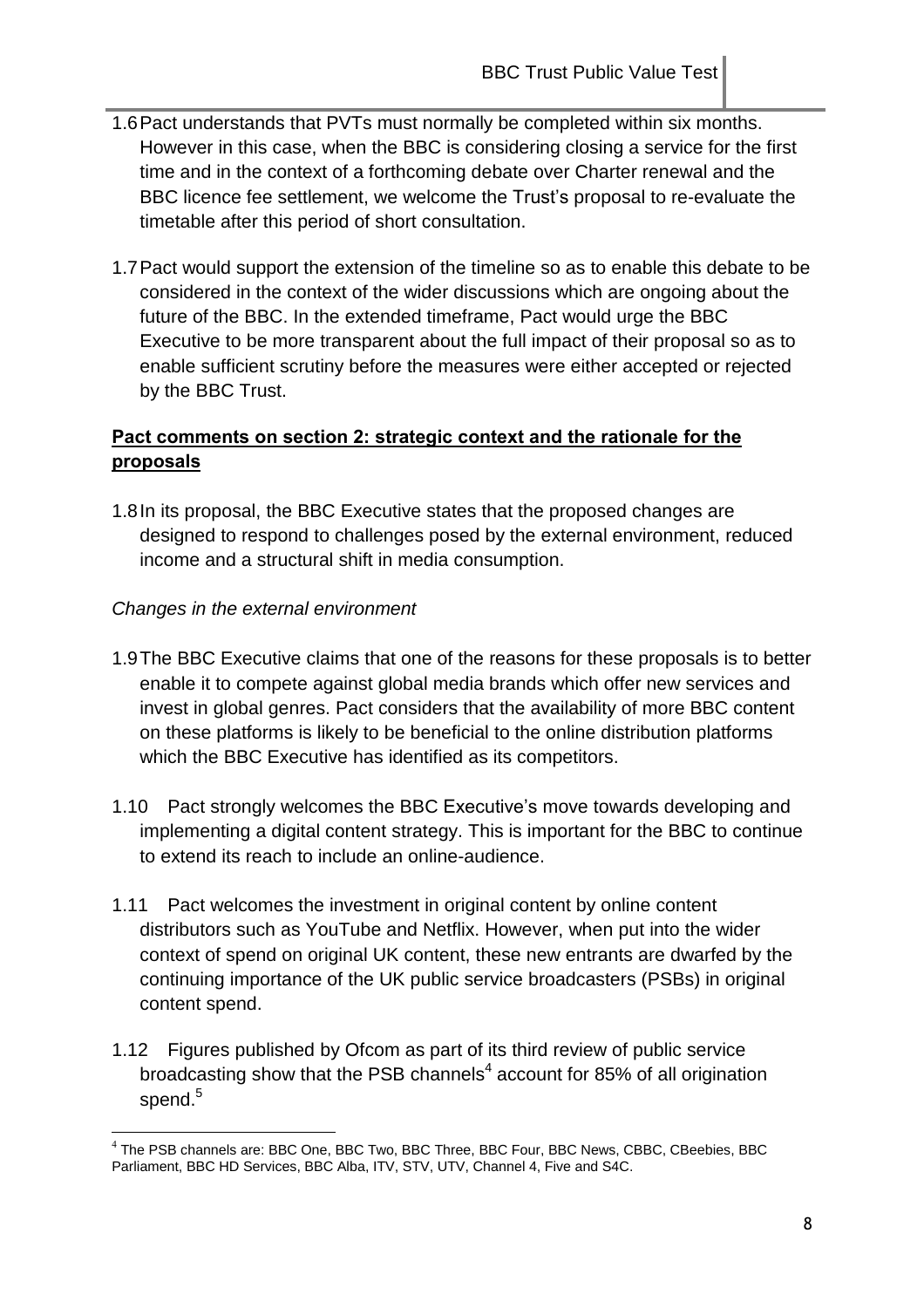1.6 Pact understands that PVTs must normally be completed within six months. However in this case, when the BBC is considering closing a service for the first time and in the context of a forthcoming debate over Charter renewal and the BBC licence fee settlement, we welcome the Trust's proposal to re-evaluate the timetable after this period of short consultation.

1.7 Pact would support the extension of the timeline so as to enable this debate to be considered in the context of the wider discussions which are ongoing about the future of the BBC. In the extended timeframe, Pact would urge the BBC Executive to be more transparent about the full impact of their proposal so as to enable sufficient scrutiny before the measures were either accepted or rejected by the BBC Trust.

**Pact comments on section 2: strategic context and the rationale for the proposals**

1.8 In its proposal, the BBC Executive states that the proposed changes are designed to respond to challenges posed by the external environment, reduced income and a structural shift in media consumption.

*Changes in the external environment*

1.9 The BBC Executive claims that one of the reasons for these proposals is to better enable it to compete against global media brands which offer new services and invest in global genres. Pact considers that the availability of more BBC content on these platforms is likely to be beneficial to the online distribution platforms which the BBC Executive has identified as its competitors.

1.10 Pact strongly welcomes the BBC Executive's move towards developing and implementing a digital content strategy. This is important for the BBC to continue to extend its reach to include an online-audience.

1.11 Pact welcomes the investment in original content by online content distributors such as YouTube and Netflix. However, when put into the wider context of spend on original UK content, these new entrants are dwarfed by the continuing importance of the UK public service broadcasters (PSBs) in original content spend.

1.12 Figures published by Ofcom as part of its third review of public service broadcasting show that the PSB channels[4] account for 85% of all origination spend.[5]

[4] The PSB channels are: BBC One, BBC Two, BBC Three, BBC Four, BBC News, CBBC, CBeebies, BBC Parliament, BBC HD Services, BBC Alba, ITV, STV, UTV, Channel 4, Five and S4C.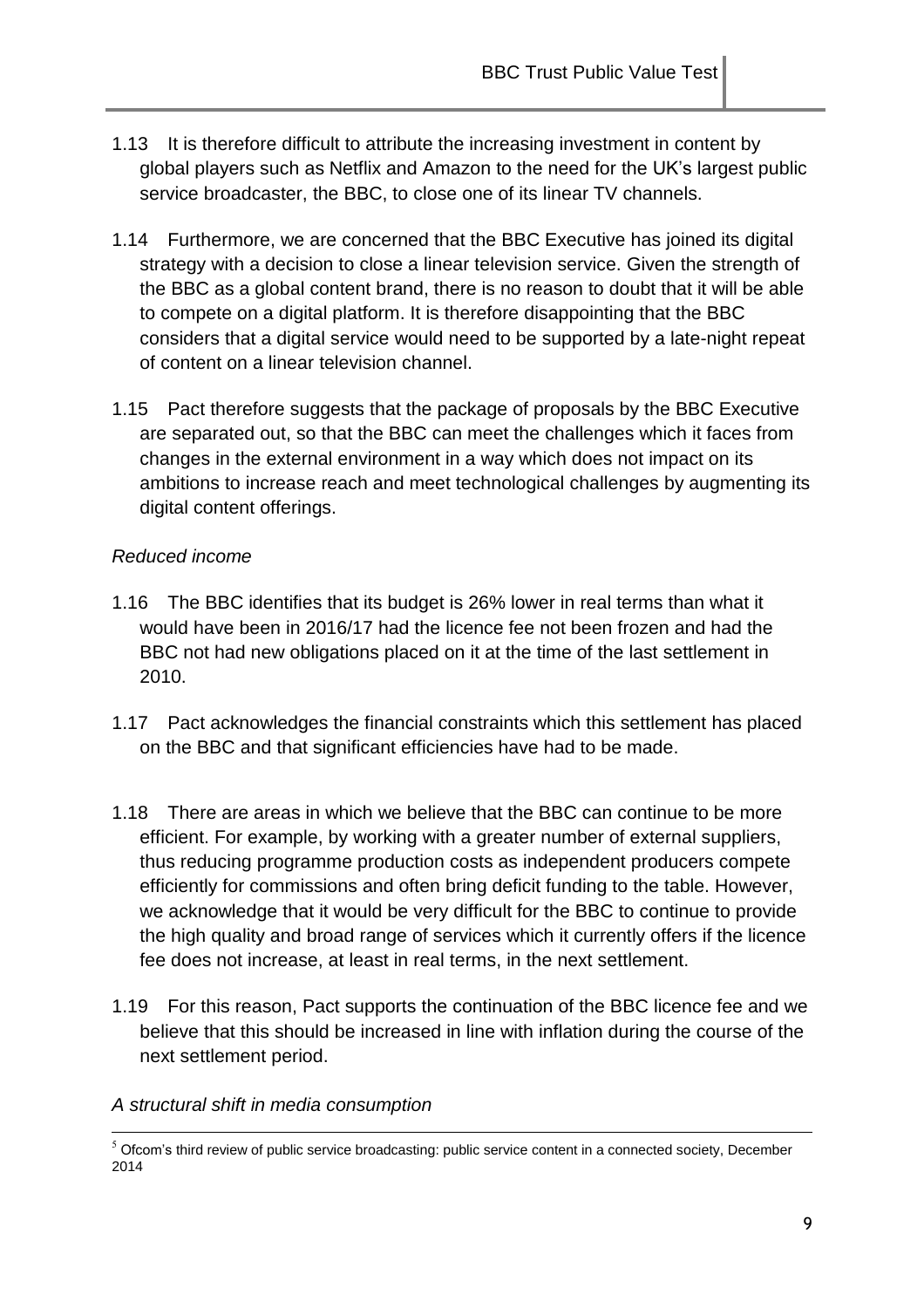1.13 It is therefore difficult to attribute the increasing investment in content by global players such as Netflix and Amazon to the need for the UK's largest public service broadcaster, the BBC, to close one of its linear TV channels.

1.14 Furthermore, we are concerned that the BBC Executive has joined its digital strategy with a decision to close a linear television service. Given the strength of the BBC as a global content brand, there is no reason to doubt that it will be able to compete on a digital platform. It is therefore disappointing that the BBC considers that a digital service would need to be supported by a late-night repeat of content on a linear television channel.

1.15 Pact therefore suggests that the package of proposals by the BBC Executive are separated out, so that the BBC can meet the challenges which it faces from changes in the external environment in a way which does not impact on its ambitions to increase reach and meet technological challenges by augmenting its digital content offerings.

*Reduced income*

1.16 The BBC identifies that its budget is 26% lower in real terms than what it would have been in 2016/17 had the licence fee not been frozen and had the BBC not had new obligations placed on it at the time of the last settlement in 2010.

1.17 Pact acknowledges the financial constraints which this settlement has placed on the BBC and that significant efficiencies have had to be made.

1.18 There are areas in which we believe that the BBC can continue to be more efficient. For example, by working with a greater number of external suppliers, thus reducing programme production costs as independent producers compete efficiently for commissions and often bring deficit funding to the table. However, we acknowledge that it would be very difficult for the BBC to continue to provide the high quality and broad range of services which it currently offers if the licence fee does not increase, at least in real terms, in the next settlement.

1.19 For this reason, Pact supports the continuation of the BBC licence fee and we believe that this should be increased in line with inflation during the course of the next settlement period.

*A structural shift in media consumption*

[5] Ofcom's third review of public service broadcasting: public service content in a connected society, December 2014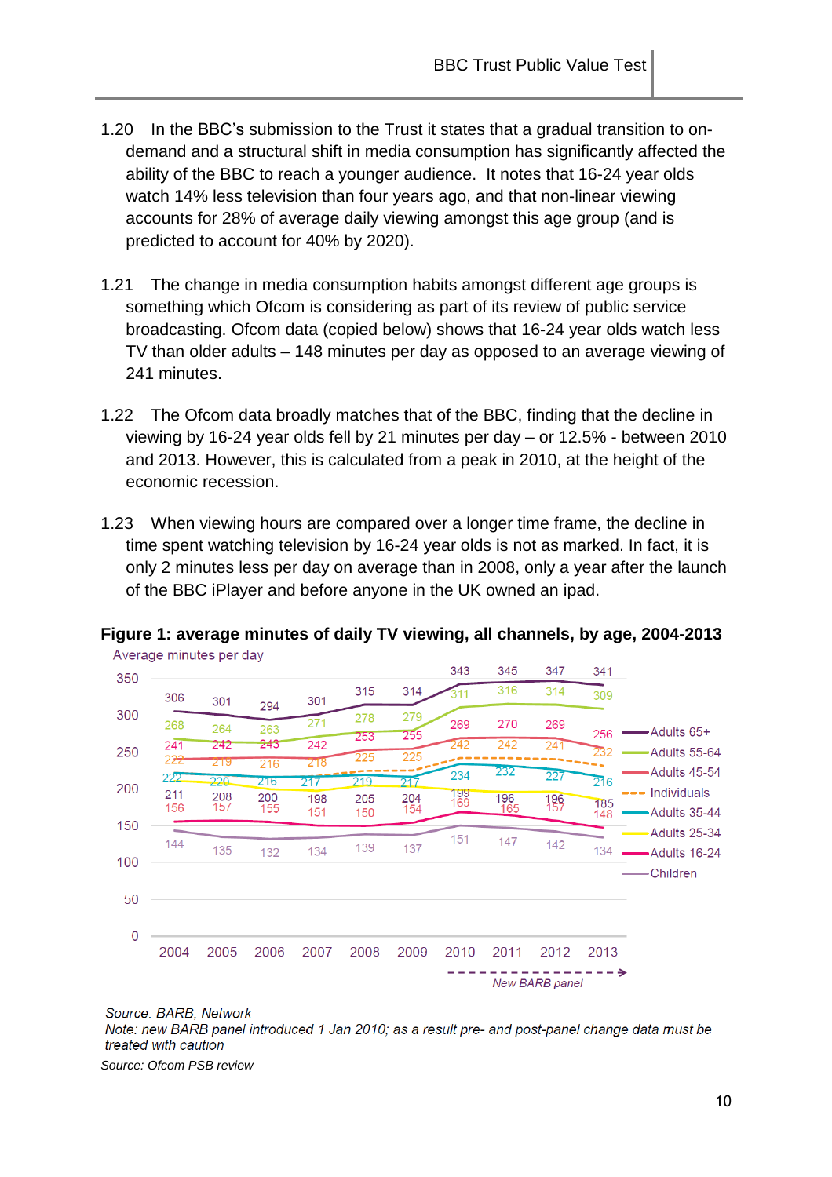1.20 In the BBC's submission to the Trust it states that a gradual transition to on-demand and a structural shift in media consumption has significantly affected the ability of the BBC to reach a younger audience. It notes that 16-24 year olds watch 14% less television than four years ago, and that non-linear viewing accounts for 28% of average daily viewing amongst this age group (and is predicted to account for 40% by 2020).

1.21 The change in media consumption habits amongst different age groups is something which Ofcom is considering as part of its review of public service broadcasting. Ofcom data (copied below) shows that 16-24 year olds watch less TV than older adults – 148 minutes per day as opposed to an average viewing of 241 minutes.

1.22 The Ofcom data broadly matches that of the BBC, finding that the decline in viewing by 16-24 year olds fell by 21 minutes per day – or 12.5% - between 2010 and 2013. However, this is calculated from a peak in 2010, at the height of the economic recession.

1.23 When viewing hours are compared over a longer time frame, the decline in time spent watching television by 16-24 year olds is not as marked. In fact, it is only 2 minutes less per day on average than in 2008, only a year after the launch of the BBC iPlayer and before anyone in the UK owned an ipad.

**Figure 1: average minutes of daily TV viewing, all channels, by age, 2004-2013**

Average minutes per day

| | 2004 | 2005 | 2006 | 2007 | 2008 | 2009 | 2010 | 2011 | 2012 | 2013 |
|---|---|---|---|---|---|---|---|---|---|---|
| Adults 65+ | 306 | 301 | 294 | 301 | 315 | 314 | 343 | 345 | 347 | 341 |
| Adults 55-64 | 268 | 264 | 263 | 271 | 278 | 279 | 311 | 316 | 314 | 309 |
| Adults 45-54 | 241 | 242 | 243 | 242 | 253 | 255 | 269 | 270 | 269 | 256 |
| Individuals | 222 | 219 | 216 | 218 | 225 | 225 | 242 | 242 | 241 | 232 |
| Adults 35-44 | 222 | 220 | 216 | 217 | 219 | 217 | 234 | 232 | 227 | 216 |
| Adults 25-34 | 211 | 208 | 200 | 198 | 205 | 204 | 199 | 196 | 196 | 185 |
| Adults 16-24 | 156 | 157 | 155 | 151 | 150 | 154 | 169 | 165 | 157 | 148 |
| Children | 144 | 135 | 132 | 134 | 139 | 137 | 151 | 147 | 142 | 134 |

New BARB panel (2010–2013)

*Source: BARB, Network*
*Note: new BARB panel introduced 1 Jan 2010; as a result pre- and post-panel change data must be treated with caution*

*Source: Ofcom PSB review*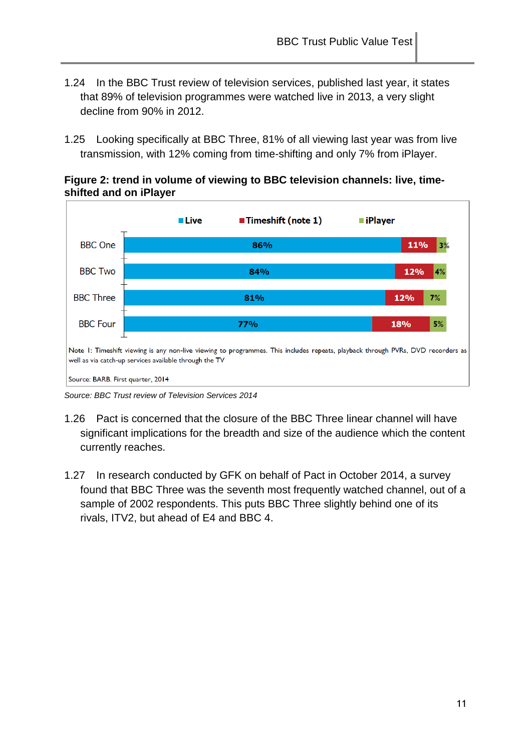1.24 In the BBC Trust review of television services, published last year, it states that 89% of television programmes were watched live in 2013, a very slight decline from 90% in 2012.

1.25 Looking specifically at BBC Three, 81% of all viewing last year was from live transmission, with 12% coming from time-shifting and only 7% from iPlayer.

**Figure 2: trend in volume of viewing to BBC television channels: live, time-shifted and on iPlayer**

| | Live | Timeshift (note 1) | iPlayer |
|---|---|---|---|
| BBC One | 86% | 11% | 3% |
| BBC Two | 84% | 12% | 4% |
| BBC Three | 81% | 12% | 7% |
| BBC Four | 77% | 18% | 5% |

Note 1: Timeshift viewing is any non-live viewing to programmes. This includes repeats, playback through PVRs, DVD recorders as well as via catch-up services available through the TV

Source: BARB. First quarter, 2014

*Source: BBC Trust review of Television Services 2014*

1.26 Pact is concerned that the closure of the BBC Three linear channel will have significant implications for the breadth and size of the audience which the content currently reaches.

1.27 In research conducted by GFK on behalf of Pact in October 2014, a survey found that BBC Three was the seventh most frequently watched channel, out of a sample of 2002 respondents. This puts BBC Three slightly behind one of its rivals, ITV2, but ahead of E4 and BBC 4.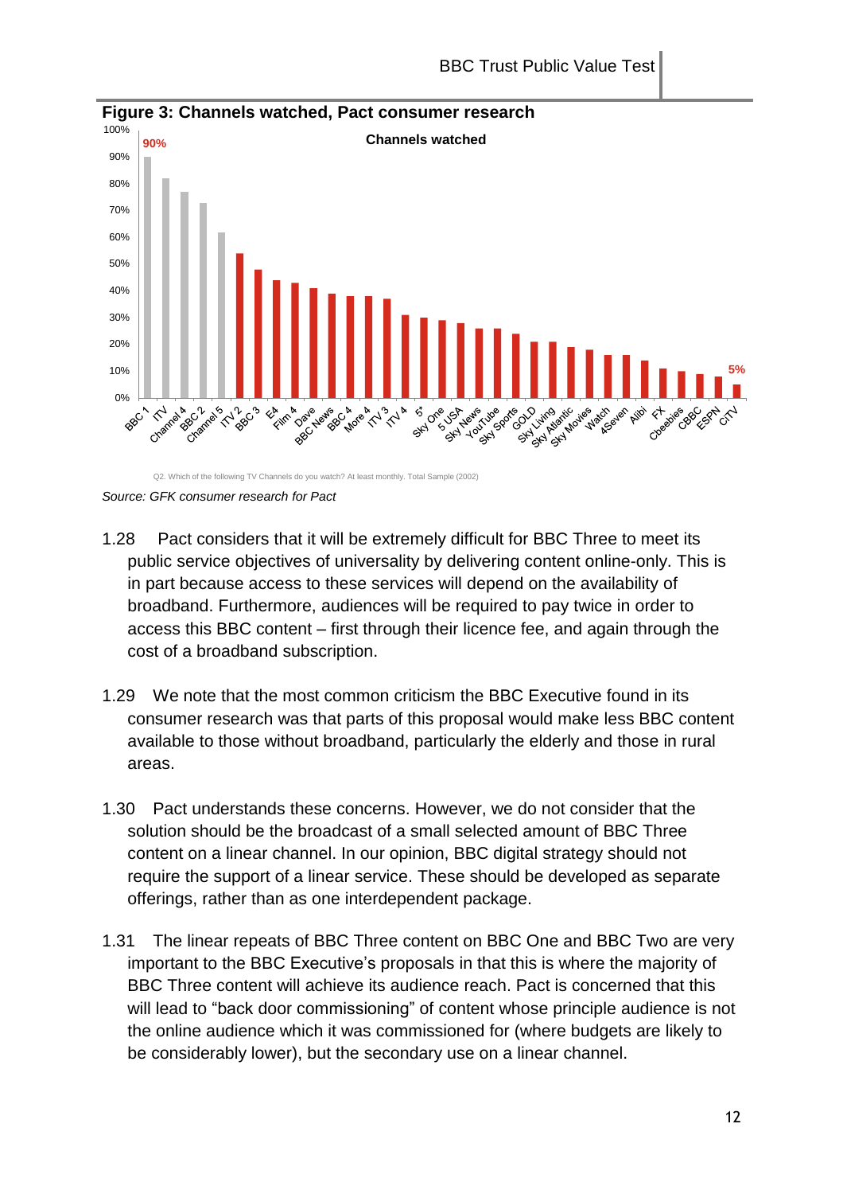**Figure 3: Channels watched, Pact consumer research**

Q2. Which of the following TV Channels do you watch? At least monthly. Total Sample (2002)

*Source: GFK consumer research for Pact*

1.28 Pact considers that it will be extremely difficult for BBC Three to meet its public service objectives of universality by delivering content online-only. This is in part because access to these services will depend on the availability of broadband. Furthermore, audiences will be required to pay twice in order to access this BBC content – first through their licence fee, and again through the cost of a broadband subscription.

1.29 We note that the most common criticism the BBC Executive found in its consumer research was that parts of this proposal would make less BBC content available to those without broadband, particularly the elderly and those in rural areas.

1.30 Pact understands these concerns. However, we do not consider that the solution should be the broadcast of a small selected amount of BBC Three content on a linear channel. In our opinion, BBC digital strategy should not require the support of a linear service. These should be developed as separate offerings, rather than as one interdependent package.

1.31 The linear repeats of BBC Three content on BBC One and BBC Two are very important to the BBC Executive's proposals in that this is where the majority of BBC Three content will achieve its audience reach. Pact is concerned that this will lead to "back door commissioning" of content whose principle audience is not the online audience which it was commissioned for (where budgets are likely to be considerably lower), but the secondary use on a linear channel.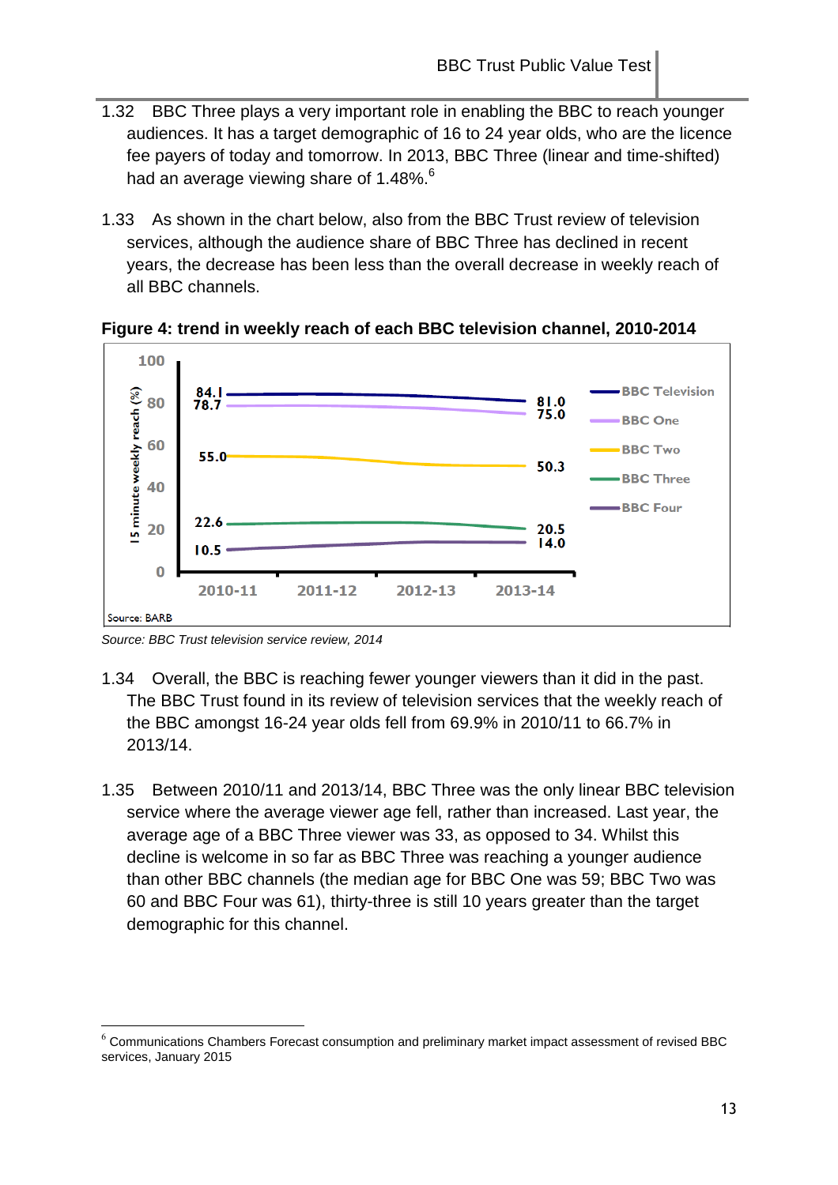1.32 BBC Three plays a very important role in enabling the BBC to reach younger audiences. It has a target demographic of 16 to 24 year olds, who are the licence fee payers of today and tomorrow. In 2013, BBC Three (linear and time-shifted) had an average viewing share of 1.48%.[6]

1.33 As shown in the chart below, also from the BBC Trust review of television services, although the audience share of BBC Three has declined in recent years, the decrease has been less than the overall decrease in weekly reach of all BBC channels.

**Figure 4: trend in weekly reach of each BBC television channel, 2010-2014**

| 15 minute weekly reach (%) | 2010-11 | 2013-14 |
|---|---|---|
| BBC Television | 84.1 | 81.0 |
| BBC One | 78.7 | 75.0 |
| BBC Two | 55.0 | 50.3 |
| BBC Three | 22.6 | 20.5 |
| BBC Four | 10.5 | 14.0 |

Source: BARB

*Source: BBC Trust television service review, 2014*

1.34 Overall, the BBC is reaching fewer younger viewers than it did in the past. The BBC Trust found in its review of television services that the weekly reach of the BBC amongst 16-24 year olds fell from 69.9% in 2010/11 to 66.7% in 2013/14.

1.35 Between 2010/11 and 2013/14, BBC Three was the only linear BBC television service where the average viewer age fell, rather than increased. Last year, the average age of a BBC Three viewer was 33, as opposed to 34. Whilst this decline is welcome in so far as BBC Three was reaching a younger audience than other BBC channels (the median age for BBC One was 59; BBC Two was 60 and BBC Four was 61), thirty-three is still 10 years greater than the target demographic for this channel.

[6] Communications Chambers Forecast consumption and preliminary market impact assessment of revised BBC services, January 2015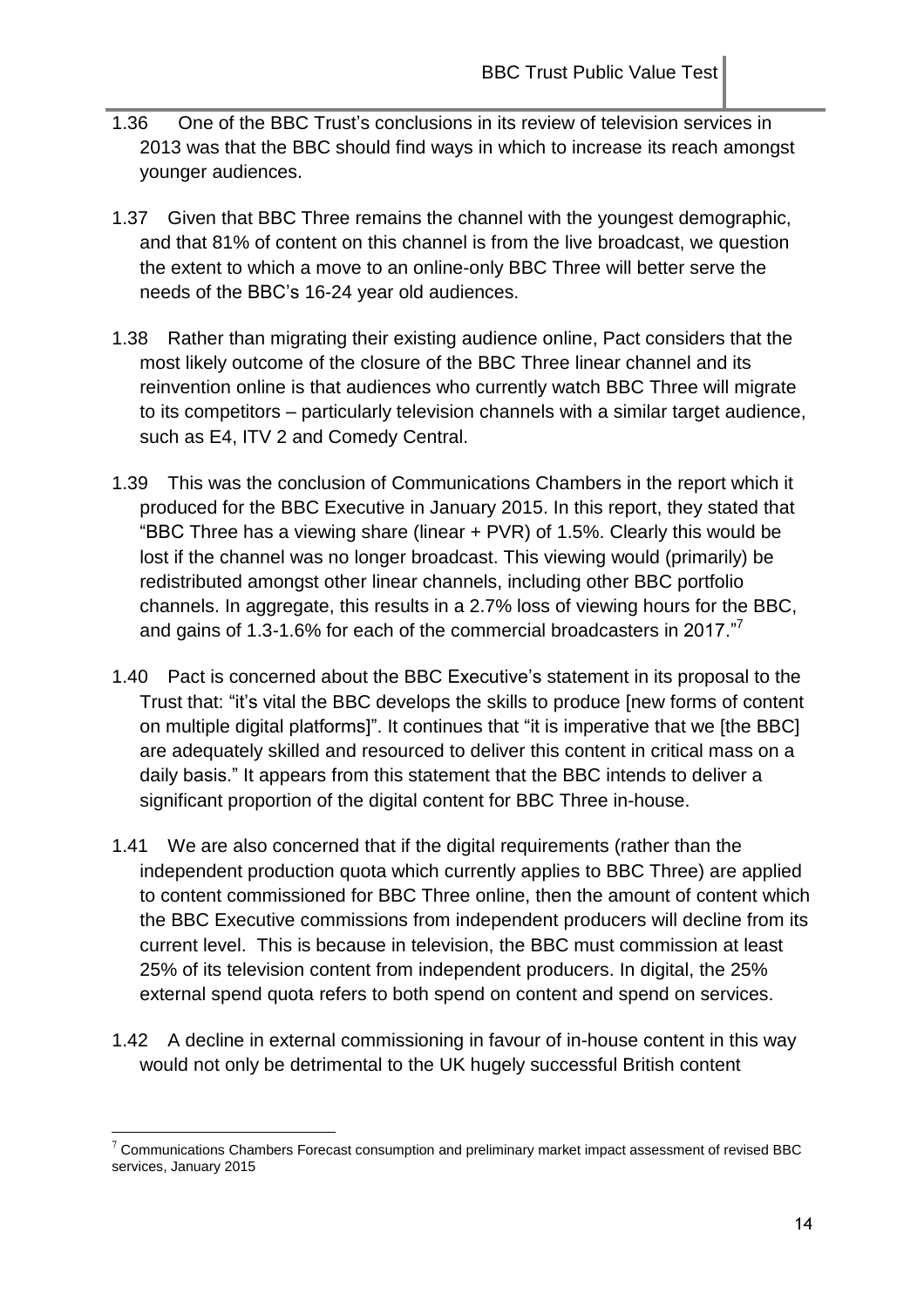1.36 One of the BBC Trust's conclusions in its review of television services in 2013 was that the BBC should find ways in which to increase its reach amongst younger audiences.

1.37 Given that BBC Three remains the channel with the youngest demographic, and that 81% of content on this channel is from the live broadcast, we question the extent to which a move to an online-only BBC Three will better serve the needs of the BBC's 16-24 year old audiences.

1.38 Rather than migrating their existing audience online, Pact considers that the most likely outcome of the closure of the BBC Three linear channel and its reinvention online is that audiences who currently watch BBC Three will migrate to its competitors – particularly television channels with a similar target audience, such as E4, ITV 2 and Comedy Central.

1.39 This was the conclusion of Communications Chambers in the report which it produced for the BBC Executive in January 2015. In this report, they stated that "BBC Three has a viewing share (linear + PVR) of 1.5%. Clearly this would be lost if the channel was no longer broadcast. This viewing would (primarily) be redistributed amongst other linear channels, including other BBC portfolio channels. In aggregate, this results in a 2.7% loss of viewing hours for the BBC, and gains of 1.3-1.6% for each of the commercial broadcasters in 2017."[7]

1.40 Pact is concerned about the BBC Executive's statement in its proposal to the Trust that: "it's vital the BBC develops the skills to produce [new forms of content on multiple digital platforms]". It continues that "it is imperative that we [the BBC] are adequately skilled and resourced to deliver this content in critical mass on a daily basis." It appears from this statement that the BBC intends to deliver a significant proportion of the digital content for BBC Three in-house.

1.41 We are also concerned that if the digital requirements (rather than the independent production quota which currently applies to BBC Three) are applied to content commissioned for BBC Three online, then the amount of content which the BBC Executive commissions from independent producers will decline from its current level. This is because in television, the BBC must commission at least 25% of its television content from independent producers. In digital, the 25% external spend quota refers to both spend on content and spend on services.

1.42 A decline in external commissioning in favour of in-house content in this way would not only be detrimental to the UK hugely successful British content

---

[7] Communications Chambers Forecast consumption and preliminary market impact assessment of revised BBC services, January 2015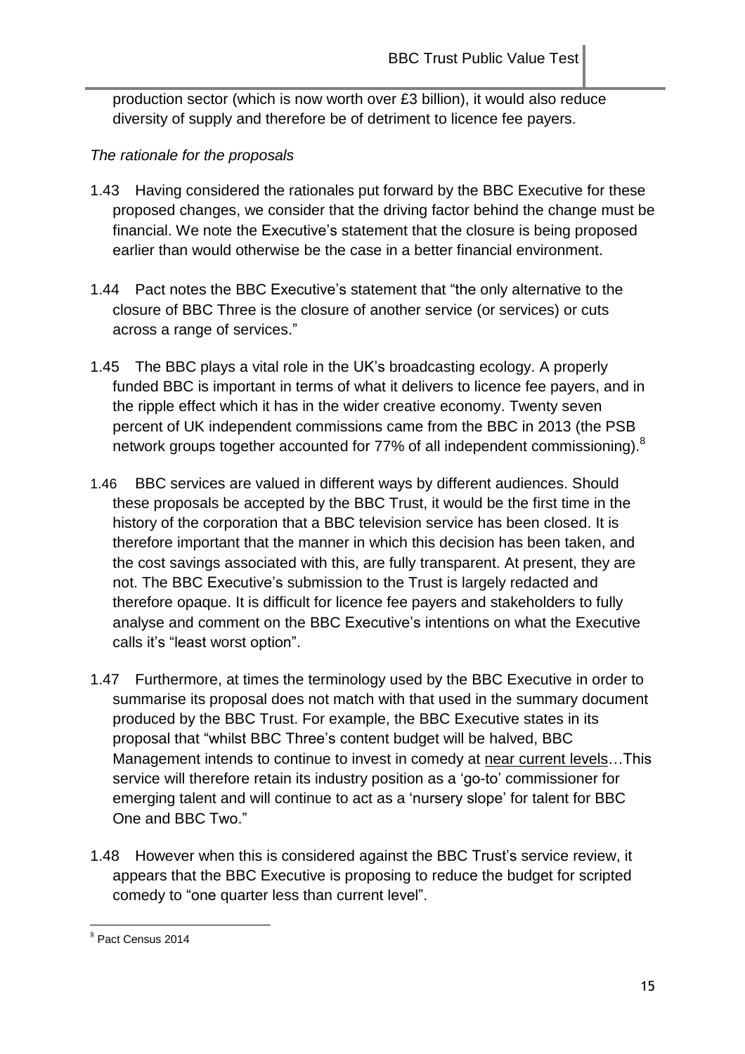production sector (which is now worth over £3 billion), it would also reduce diversity of supply and therefore be of detriment to licence fee payers.

*The rationale for the proposals*

1.43 Having considered the rationales put forward by the BBC Executive for these proposed changes, we consider that the driving factor behind the change must be financial. We note the Executive's statement that the closure is being proposed earlier than would otherwise be the case in a better financial environment.

1.44 Pact notes the BBC Executive's statement that "the only alternative to the closure of BBC Three is the closure of another service (or services) or cuts across a range of services."

1.45 The BBC plays a vital role in the UK's broadcasting ecology. A properly funded BBC is important in terms of what it delivers to licence fee payers, and in the ripple effect which it has in the wider creative economy. Twenty seven percent of UK independent commissions came from the BBC in 2013 (the PSB network groups together accounted for 77% of all independent commissioning).[8]

1.46 BBC services are valued in different ways by different audiences. Should these proposals be accepted by the BBC Trust, it would be the first time in the history of the corporation that a BBC television service has been closed. It is therefore important that the manner in which this decision has been taken, and the cost savings associated with this, are fully transparent. At present, they are not. The BBC Executive's submission to the Trust is largely redacted and therefore opaque. It is difficult for licence fee payers and stakeholders to fully analyse and comment on the BBC Executive's intentions on what the Executive calls it's "least worst option".

1.47 Furthermore, at times the terminology used by the BBC Executive in order to summarise its proposal does not match with that used in the summary document produced by the BBC Trust. For example, the BBC Executive states in its proposal that "whilst BBC Three's content budget will be halved, BBC Management intends to continue to invest in comedy at <u>near current levels</u>…This service will therefore retain its industry position as a 'go-to' commissioner for emerging talent and will continue to act as a 'nursery slope' for talent for BBC One and BBC Two."

1.48 However when this is considered against the BBC Trust's service review, it appears that the BBC Executive is proposing to reduce the budget for scripted comedy to "one quarter less than current level".

---

[8] Pact Census 2014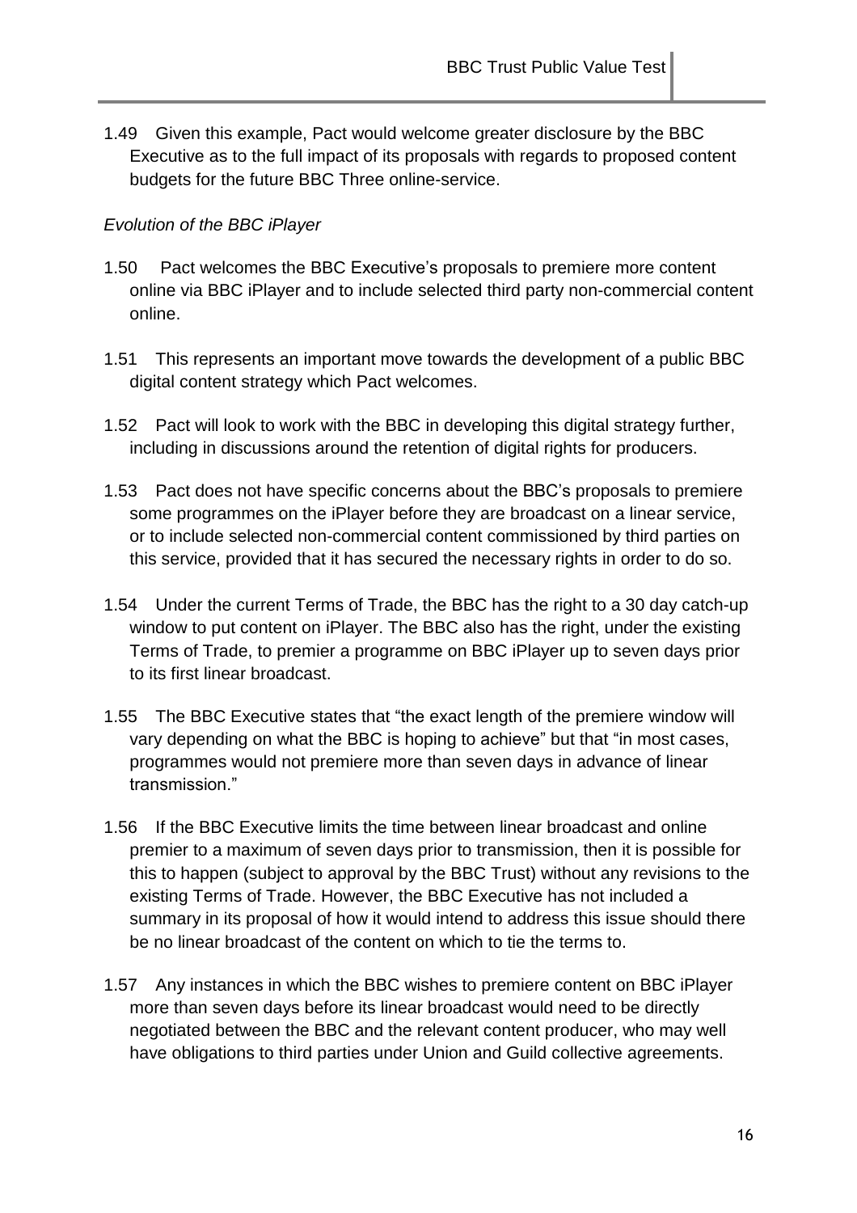1.49 Given this example, Pact would welcome greater disclosure by the BBC Executive as to the full impact of its proposals with regards to proposed content budgets for the future BBC Three online-service.

*Evolution of the BBC iPlayer*

1.50 Pact welcomes the BBC Executive's proposals to premiere more content online via BBC iPlayer and to include selected third party non-commercial content online.

1.51 This represents an important move towards the development of a public BBC digital content strategy which Pact welcomes.

1.52 Pact will look to work with the BBC in developing this digital strategy further, including in discussions around the retention of digital rights for producers.

1.53 Pact does not have specific concerns about the BBC's proposals to premiere some programmes on the iPlayer before they are broadcast on a linear service, or to include selected non-commercial content commissioned by third parties on this service, provided that it has secured the necessary rights in order to do so.

1.54 Under the current Terms of Trade, the BBC has the right to a 30 day catch-up window to put content on iPlayer. The BBC also has the right, under the existing Terms of Trade, to premier a programme on BBC iPlayer up to seven days prior to its first linear broadcast.

1.55 The BBC Executive states that "the exact length of the premiere window will vary depending on what the BBC is hoping to achieve" but that "in most cases, programmes would not premiere more than seven days in advance of linear transmission."

1.56 If the BBC Executive limits the time between linear broadcast and online premier to a maximum of seven days prior to transmission, then it is possible for this to happen (subject to approval by the BBC Trust) without any revisions to the existing Terms of Trade. However, the BBC Executive has not included a summary in its proposal of how it would intend to address this issue should there be no linear broadcast of the content on which to tie the terms to.

1.57 Any instances in which the BBC wishes to premiere content on BBC iPlayer more than seven days before its linear broadcast would need to be directly negotiated between the BBC and the relevant content producer, who may well have obligations to third parties under Union and Guild collective agreements.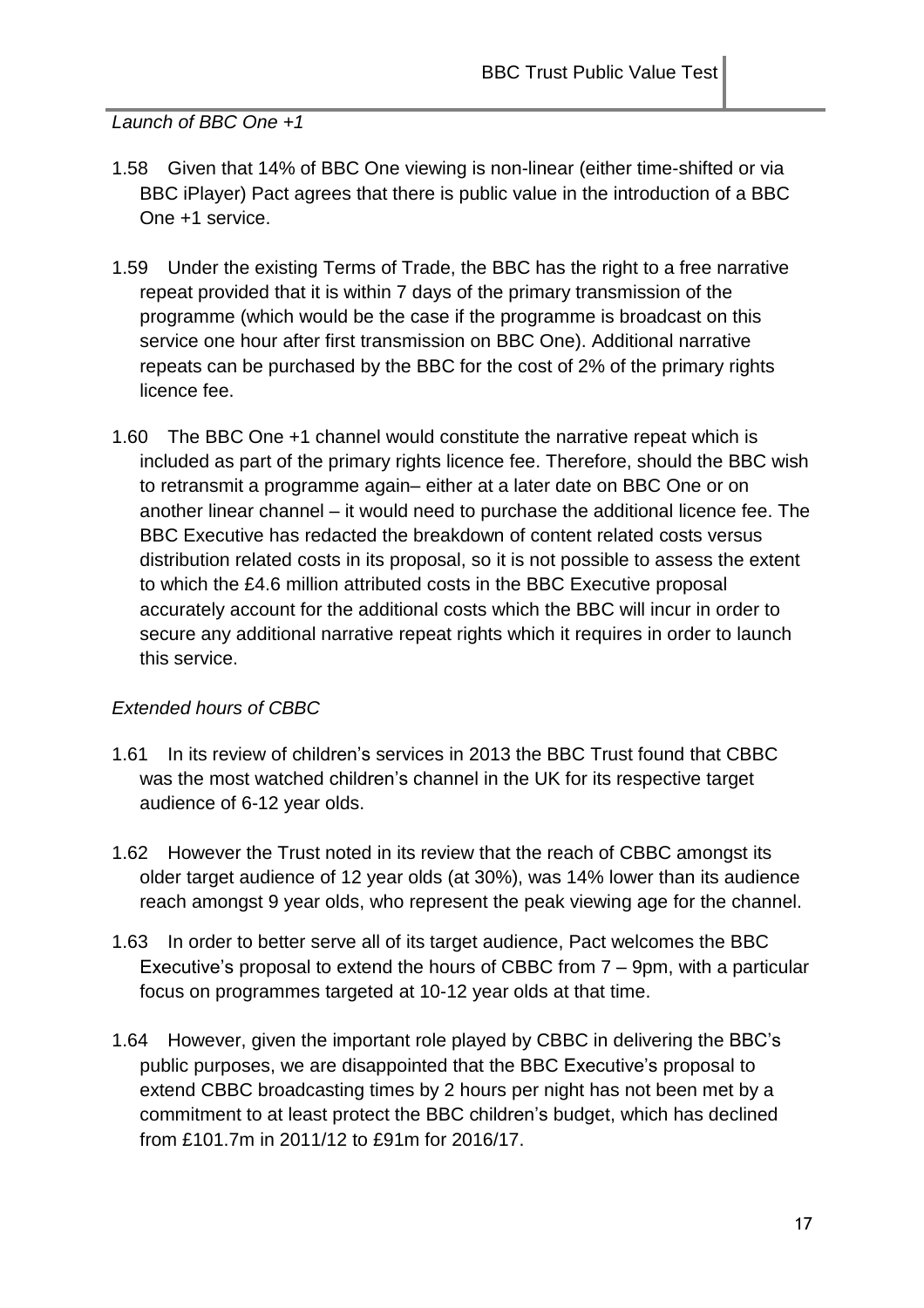*Launch of BBC One +1*

1.58 Given that 14% of BBC One viewing is non-linear (either time-shifted or via BBC iPlayer) Pact agrees that there is public value in the introduction of a BBC One +1 service.

1.59 Under the existing Terms of Trade, the BBC has the right to a free narrative repeat provided that it is within 7 days of the primary transmission of the programme (which would be the case if the programme is broadcast on this service one hour after first transmission on BBC One). Additional narrative repeats can be purchased by the BBC for the cost of 2% of the primary rights licence fee.

1.60 The BBC One +1 channel would constitute the narrative repeat which is included as part of the primary rights licence fee. Therefore, should the BBC wish to retransmit a programme again– either at a later date on BBC One or on another linear channel – it would need to purchase the additional licence fee. The BBC Executive has redacted the breakdown of content related costs versus distribution related costs in its proposal, so it is not possible to assess the extent to which the £4.6 million attributed costs in the BBC Executive proposal accurately account for the additional costs which the BBC will incur in order to secure any additional narrative repeat rights which it requires in order to launch this service.

*Extended hours of CBBC*

1.61 In its review of children's services in 2013 the BBC Trust found that CBBC was the most watched children's channel in the UK for its respective target audience of 6-12 year olds.

1.62 However the Trust noted in its review that the reach of CBBC amongst its older target audience of 12 year olds (at 30%), was 14% lower than its audience reach amongst 9 year olds, who represent the peak viewing age for the channel.

1.63 In order to better serve all of its target audience, Pact welcomes the BBC Executive's proposal to extend the hours of CBBC from 7 – 9pm, with a particular focus on programmes targeted at 10-12 year olds at that time.

1.64 However, given the important role played by CBBC in delivering the BBC's public purposes, we are disappointed that the BBC Executive's proposal to extend CBBC broadcasting times by 2 hours per night has not been met by a commitment to at least protect the BBC children's budget, which has declined from £101.7m in 2011/12 to £91m for 2016/17.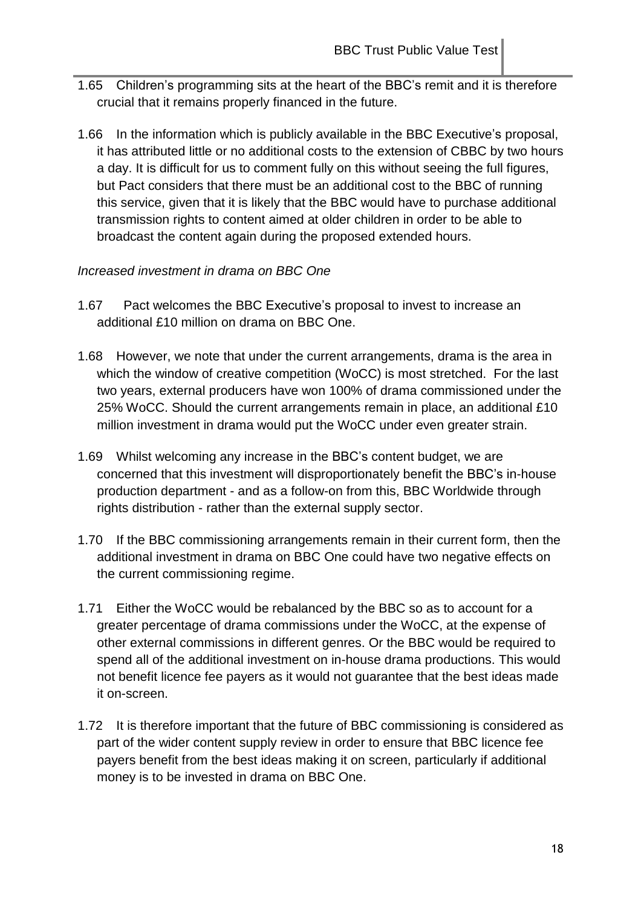1.65 Children's programming sits at the heart of the BBC's remit and it is therefore crucial that it remains properly financed in the future.

1.66 In the information which is publicly available in the BBC Executive's proposal, it has attributed little or no additional costs to the extension of CBBC by two hours a day. It is difficult for us to comment fully on this without seeing the full figures, but Pact considers that there must be an additional cost to the BBC of running this service, given that it is likely that the BBC would have to purchase additional transmission rights to content aimed at older children in order to be able to broadcast the content again during the proposed extended hours.

*Increased investment in drama on BBC One*

1.67 Pact welcomes the BBC Executive's proposal to invest to increase an additional £10 million on drama on BBC One.

1.68 However, we note that under the current arrangements, drama is the area in which the window of creative competition (WoCC) is most stretched. For the last two years, external producers have won 100% of drama commissioned under the 25% WoCC. Should the current arrangements remain in place, an additional £10 million investment in drama would put the WoCC under even greater strain.

1.69 Whilst welcoming any increase in the BBC's content budget, we are concerned that this investment will disproportionately benefit the BBC's in-house production department - and as a follow-on from this, BBC Worldwide through rights distribution - rather than the external supply sector.

1.70 If the BBC commissioning arrangements remain in their current form, then the additional investment in drama on BBC One could have two negative effects on the current commissioning regime.

1.71 Either the WoCC would be rebalanced by the BBC so as to account for a greater percentage of drama commissions under the WoCC, at the expense of other external commissions in different genres. Or the BBC would be required to spend all of the additional investment on in-house drama productions. This would not benefit licence fee payers as it would not guarantee that the best ideas made it on-screen.

1.72 It is therefore important that the future of BBC commissioning is considered as part of the wider content supply review in order to ensure that BBC licence fee payers benefit from the best ideas making it on screen, particularly if additional money is to be invested in drama on BBC One.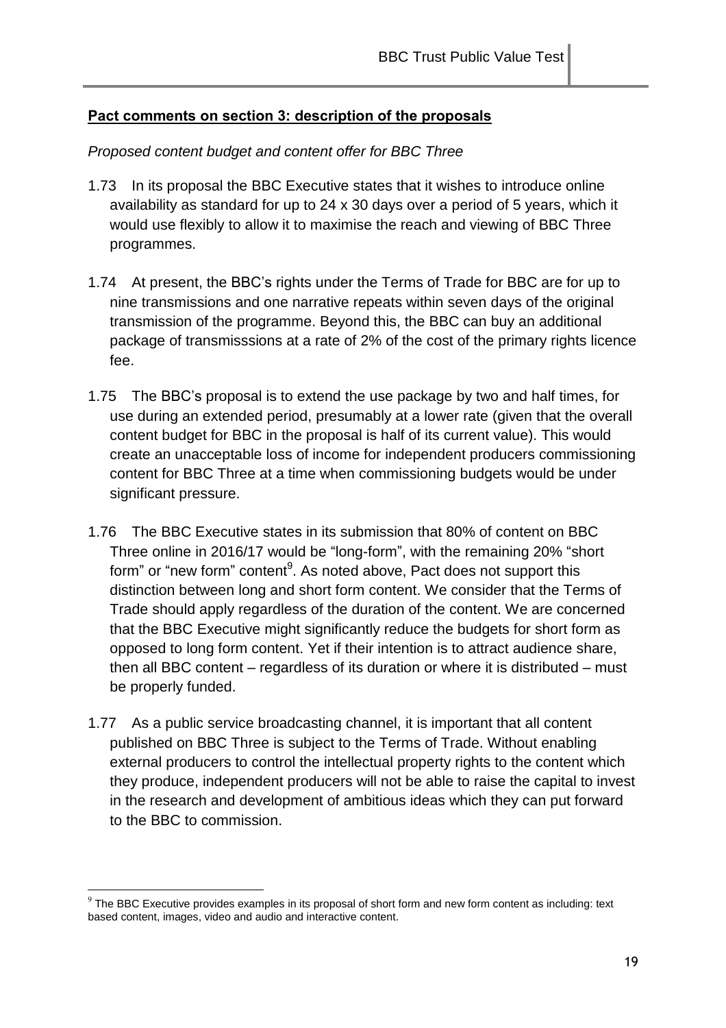**Pact comments on section 3: description of the proposals**

*Proposed content budget and content offer for BBC Three*

1.73 In its proposal the BBC Executive states that it wishes to introduce online availability as standard for up to 24 x 30 days over a period of 5 years, which it would use flexibly to allow it to maximise the reach and viewing of BBC Three programmes.

1.74 At present, the BBC's rights under the Terms of Trade for BBC are for up to nine transmissions and one narrative repeats within seven days of the original transmission of the programme. Beyond this, the BBC can buy an additional package of transmisssions at a rate of 2% of the cost of the primary rights licence fee.

1.75 The BBC's proposal is to extend the use package by two and half times, for use during an extended period, presumably at a lower rate (given that the overall content budget for BBC in the proposal is half of its current value). This would create an unacceptable loss of income for independent producers commissioning content for BBC Three at a time when commissioning budgets would be under significant pressure.

1.76 The BBC Executive states in its submission that 80% of content on BBC Three online in 2016/17 would be "long-form", with the remaining 20% "short form" or "new form" content[9]. As noted above, Pact does not support this distinction between long and short form content. We consider that the Terms of Trade should apply regardless of the duration of the content. We are concerned that the BBC Executive might significantly reduce the budgets for short form as opposed to long form content. Yet if their intention is to attract audience share, then all BBC content – regardless of its duration or where it is distributed – must be properly funded.

1.77 As a public service broadcasting channel, it is important that all content published on BBC Three is subject to the Terms of Trade. Without enabling external producers to control the intellectual property rights to the content which they produce, independent producers will not be able to raise the capital to invest in the research and development of ambitious ideas which they can put forward to the BBC to commission.

[9] The BBC Executive provides examples in its proposal of short form and new form content as including: text based content, images, video and audio and interactive content.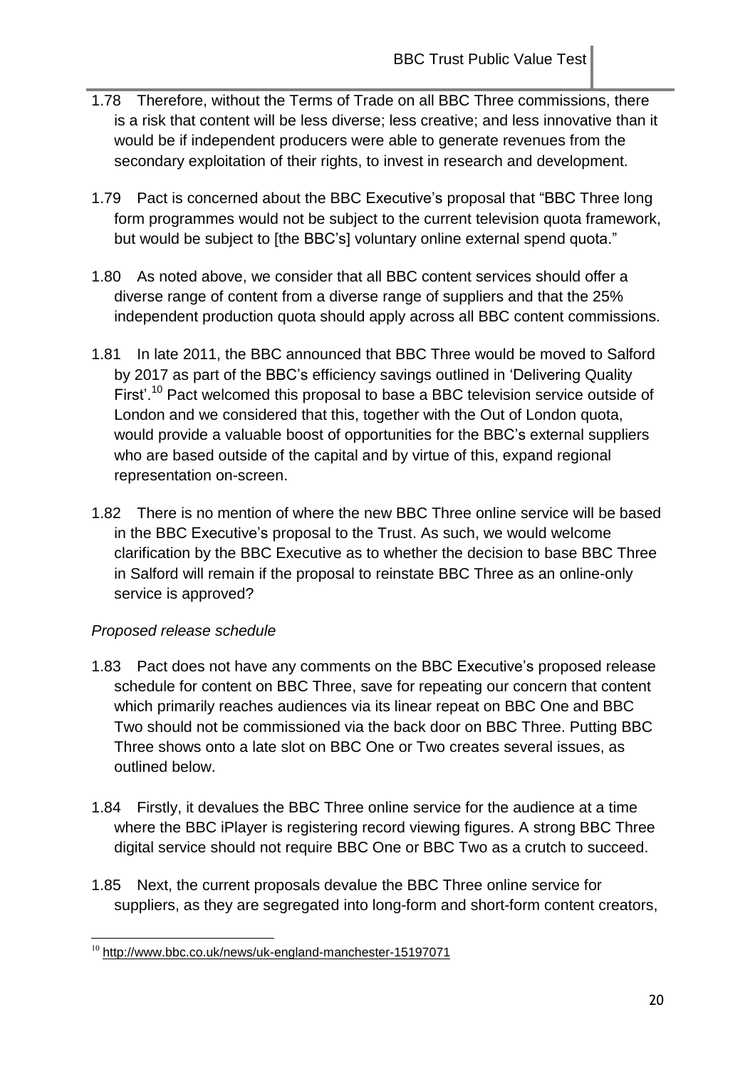1.78 Therefore, without the Terms of Trade on all BBC Three commissions, there is a risk that content will be less diverse; less creative; and less innovative than it would be if independent producers were able to generate revenues from the secondary exploitation of their rights, to invest in research and development.

1.79 Pact is concerned about the BBC Executive's proposal that "BBC Three long form programmes would not be subject to the current television quota framework, but would be subject to [the BBC's] voluntary online external spend quota."

1.80 As noted above, we consider that all BBC content services should offer a diverse range of content from a diverse range of suppliers and that the 25% independent production quota should apply across all BBC content commissions.

1.81 In late 2011, the BBC announced that BBC Three would be moved to Salford by 2017 as part of the BBC's efficiency savings outlined in 'Delivering Quality First'.[10] Pact welcomed this proposal to base a BBC television service outside of London and we considered that this, together with the Out of London quota, would provide a valuable boost of opportunities for the BBC's external suppliers who are based outside of the capital and by virtue of this, expand regional representation on-screen.

1.82 There is no mention of where the new BBC Three online service will be based in the BBC Executive's proposal to the Trust. As such, we would welcome clarification by the BBC Executive as to whether the decision to base BBC Three in Salford will remain if the proposal to reinstate BBC Three as an online-only service is approved?

*Proposed release schedule*

1.83 Pact does not have any comments on the BBC Executive's proposed release schedule for content on BBC Three, save for repeating our concern that content which primarily reaches audiences via its linear repeat on BBC One and BBC Two should not be commissioned via the back door on BBC Three. Putting BBC Three shows onto a late slot on BBC One or Two creates several issues, as outlined below.

1.84 Firstly, it devalues the BBC Three online service for the audience at a time where the BBC iPlayer is registering record viewing figures. A strong BBC Three digital service should not require BBC One or BBC Two as a crutch to succeed.

1.85 Next, the current proposals devalue the BBC Three online service for suppliers, as they are segregated into long-form and short-form content creators,

---

[10] http://www.bbc.co.uk/news/uk-england-manchester-15197071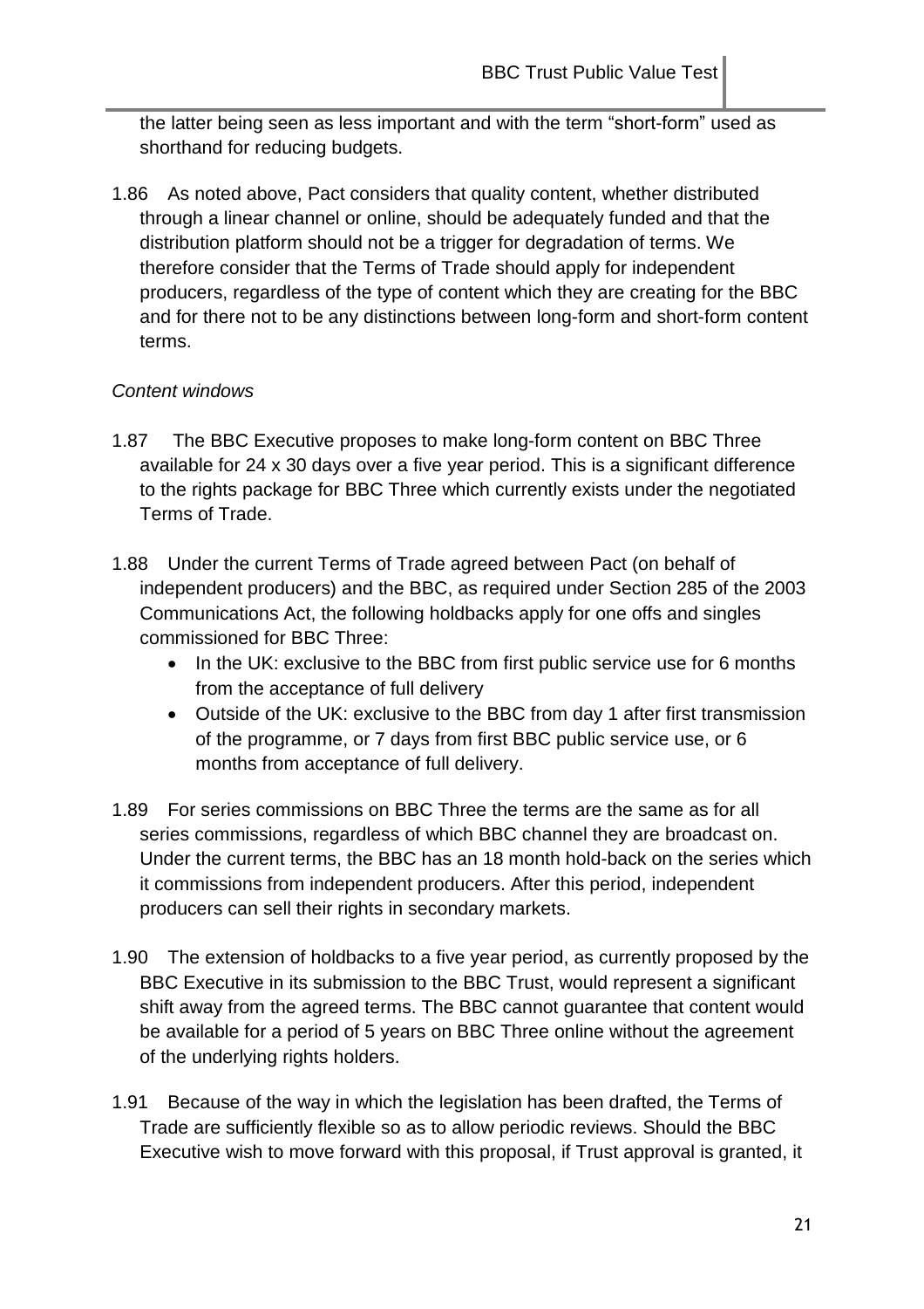the latter being seen as less important and with the term "short-form" used as shorthand for reducing budgets.

1.86 As noted above, Pact considers that quality content, whether distributed through a linear channel or online, should be adequately funded and that the distribution platform should not be a trigger for degradation of terms. We therefore consider that the Terms of Trade should apply for independent producers, regardless of the type of content which they are creating for the BBC and for there not to be any distinctions between long-form and short-form content terms.

*Content windows*

1.87 The BBC Executive proposes to make long-form content on BBC Three available for 24 x 30 days over a five year period. This is a significant difference to the rights package for BBC Three which currently exists under the negotiated Terms of Trade.

1.88 Under the current Terms of Trade agreed between Pact (on behalf of independent producers) and the BBC, as required under Section 285 of the 2003 Communications Act, the following holdbacks apply for one offs and singles commissioned for BBC Three:

- In the UK: exclusive to the BBC from first public service use for 6 months from the acceptance of full delivery
- Outside of the UK: exclusive to the BBC from day 1 after first transmission of the programme, or 7 days from first BBC public service use, or 6 months from acceptance of full delivery.

1.89 For series commissions on BBC Three the terms are the same as for all series commissions, regardless of which BBC channel they are broadcast on. Under the current terms, the BBC has an 18 month hold-back on the series which it commissions from independent producers. After this period, independent producers can sell their rights in secondary markets.

1.90 The extension of holdbacks to a five year period, as currently proposed by the BBC Executive in its submission to the BBC Trust, would represent a significant shift away from the agreed terms. The BBC cannot guarantee that content would be available for a period of 5 years on BBC Three online without the agreement of the underlying rights holders.

1.91 Because of the way in which the legislation has been drafted, the Terms of Trade are sufficiently flexible so as to allow periodic reviews. Should the BBC Executive wish to move forward with this proposal, if Trust approval is granted, it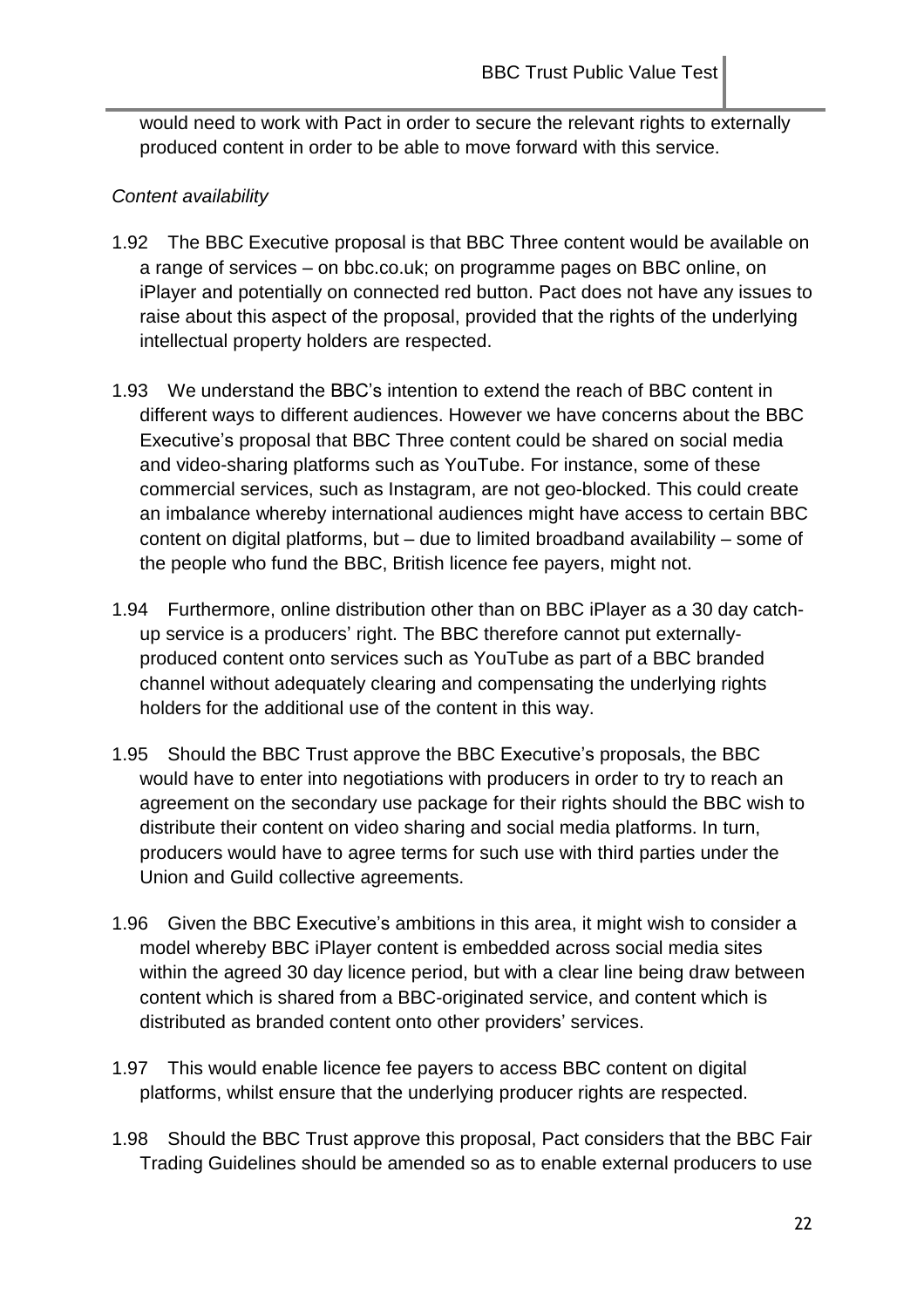would need to work with Pact in order to secure the relevant rights to externally produced content in order to be able to move forward with this service.

*Content availability*

1.92 The BBC Executive proposal is that BBC Three content would be available on a range of services – on bbc.co.uk; on programme pages on BBC online, on iPlayer and potentially on connected red button. Pact does not have any issues to raise about this aspect of the proposal, provided that the rights of the underlying intellectual property holders are respected.

1.93 We understand the BBC's intention to extend the reach of BBC content in different ways to different audiences. However we have concerns about the BBC Executive's proposal that BBC Three content could be shared on social media and video-sharing platforms such as YouTube. For instance, some of these commercial services, such as Instagram, are not geo-blocked. This could create an imbalance whereby international audiences might have access to certain BBC content on digital platforms, but – due to limited broadband availability – some of the people who fund the BBC, British licence fee payers, might not.

1.94 Furthermore, online distribution other than on BBC iPlayer as a 30 day catch-up service is a producers' right. The BBC therefore cannot put externally-produced content onto services such as YouTube as part of a BBC branded channel without adequately clearing and compensating the underlying rights holders for the additional use of the content in this way.

1.95 Should the BBC Trust approve the BBC Executive's proposals, the BBC would have to enter into negotiations with producers in order to try to reach an agreement on the secondary use package for their rights should the BBC wish to distribute their content on video sharing and social media platforms. In turn, producers would have to agree terms for such use with third parties under the Union and Guild collective agreements.

1.96 Given the BBC Executive's ambitions in this area, it might wish to consider a model whereby BBC iPlayer content is embedded across social media sites within the agreed 30 day licence period, but with a clear line being draw between content which is shared from a BBC-originated service, and content which is distributed as branded content onto other providers' services.

1.97 This would enable licence fee payers to access BBC content on digital platforms, whilst ensure that the underlying producer rights are respected.

1.98 Should the BBC Trust approve this proposal, Pact considers that the BBC Fair Trading Guidelines should be amended so as to enable external producers to use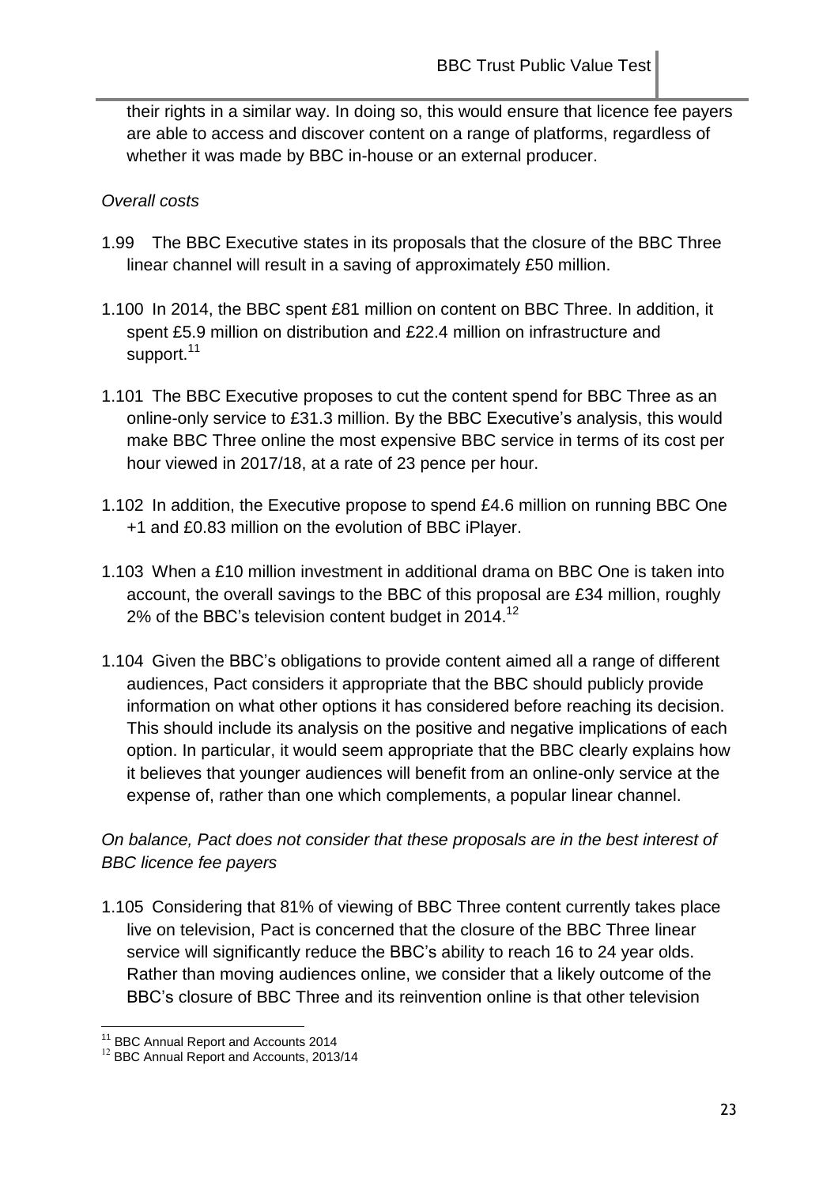their rights in a similar way. In doing so, this would ensure that licence fee payers are able to access and discover content on a range of platforms, regardless of whether it was made by BBC in-house or an external producer.

*Overall costs*

1.99 The BBC Executive states in its proposals that the closure of the BBC Three linear channel will result in a saving of approximately £50 million.

1.100 In 2014, the BBC spent £81 million on content on BBC Three. In addition, it spent £5.9 million on distribution and £22.4 million on infrastructure and support.[11]

1.101 The BBC Executive proposes to cut the content spend for BBC Three as an online-only service to £31.3 million. By the BBC Executive's analysis, this would make BBC Three online the most expensive BBC service in terms of its cost per hour viewed in 2017/18, at a rate of 23 pence per hour.

1.102 In addition, the Executive propose to spend £4.6 million on running BBC One +1 and £0.83 million on the evolution of BBC iPlayer.

1.103 When a £10 million investment in additional drama on BBC One is taken into account, the overall savings to the BBC of this proposal are £34 million, roughly 2% of the BBC's television content budget in 2014.[12]

1.104 Given the BBC's obligations to provide content aimed all a range of different audiences, Pact considers it appropriate that the BBC should publicly provide information on what other options it has considered before reaching its decision. This should include its analysis on the positive and negative implications of each option. In particular, it would seem appropriate that the BBC clearly explains how it believes that younger audiences will benefit from an online-only service at the expense of, rather than one which complements, a popular linear channel.

*On balance, Pact does not consider that these proposals are in the best interest of BBC licence fee payers*

1.105 Considering that 81% of viewing of BBC Three content currently takes place live on television, Pact is concerned that the closure of the BBC Three linear service will significantly reduce the BBC's ability to reach 16 to 24 year olds. Rather than moving audiences online, we consider that a likely outcome of the BBC's closure of BBC Three and its reinvention online is that other television

[11] BBC Annual Report and Accounts 2014

[12] BBC Annual Report and Accounts, 2013/14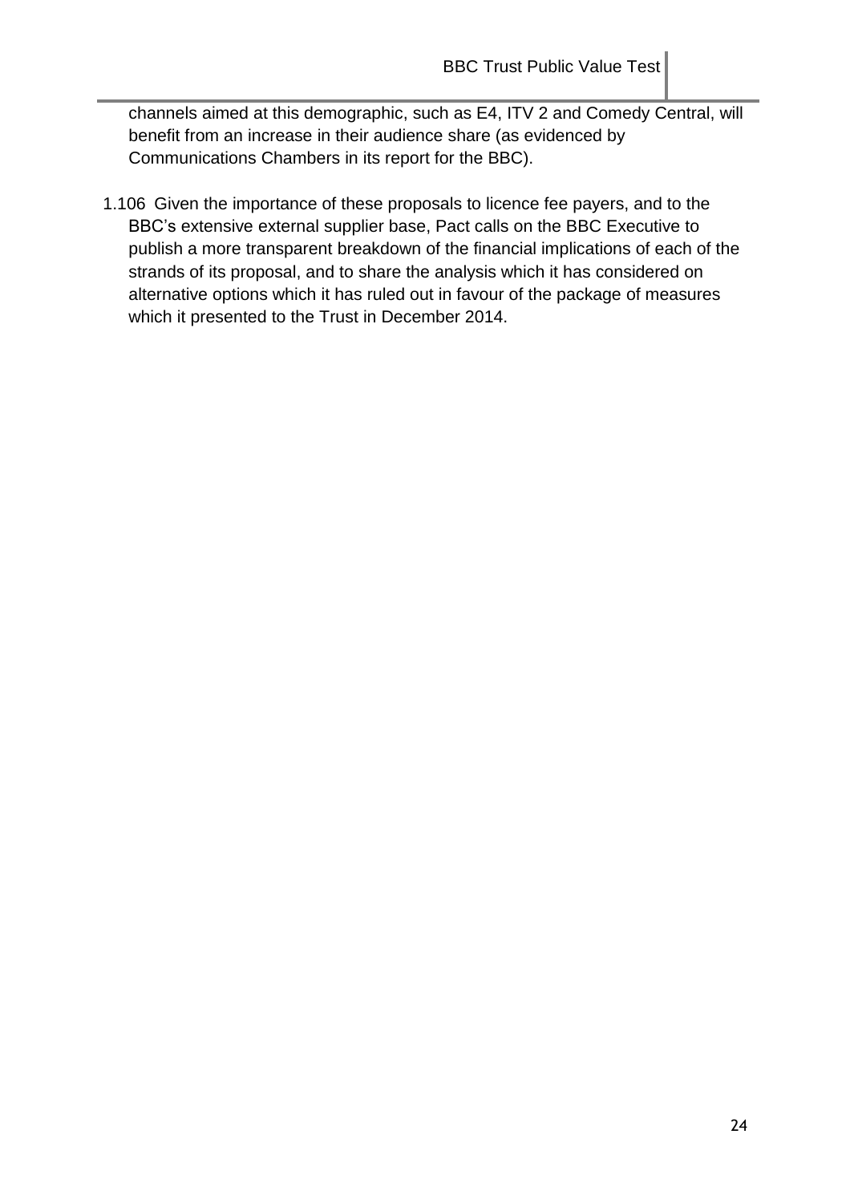channels aimed at this demographic, such as E4, ITV 2 and Comedy Central, will benefit from an increase in their audience share (as evidenced by Communications Chambers in its report for the BBC).

1.106 Given the importance of these proposals to licence fee payers, and to the BBC's extensive external supplier base, Pact calls on the BBC Executive to publish a more transparent breakdown of the financial implications of each of the strands of its proposal, and to share the analysis which it has considered on alternative options which it has ruled out in favour of the package of measures which it presented to the Trust in December 2014.